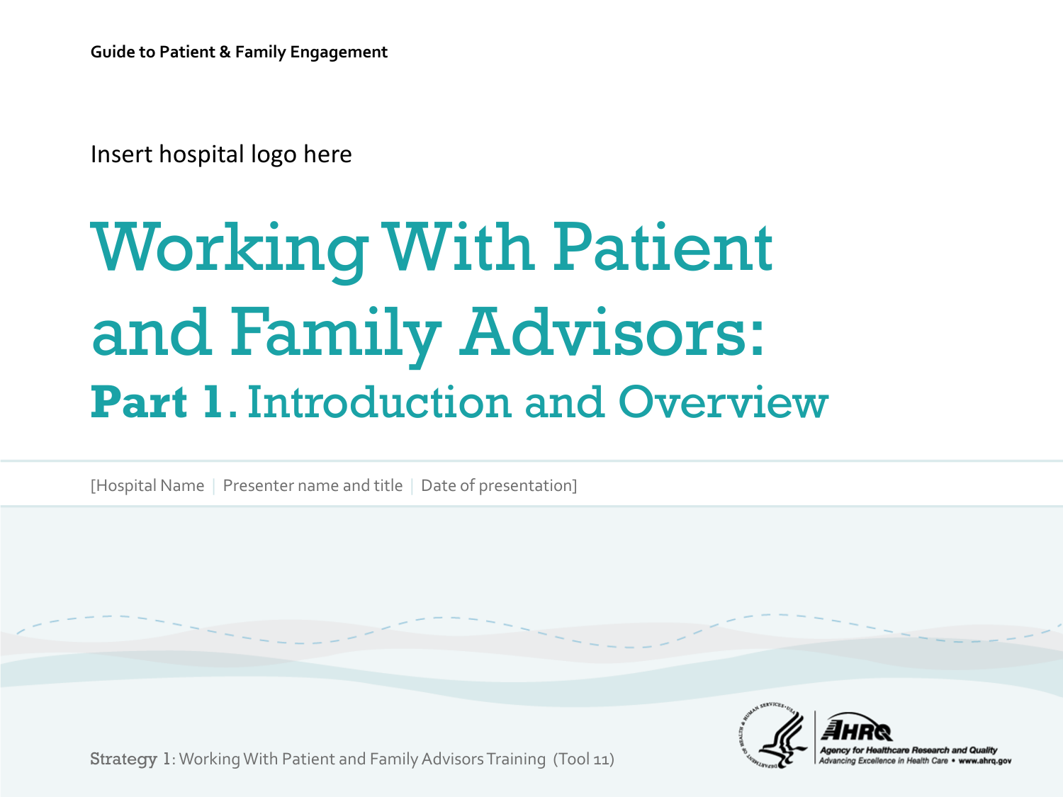Guide to Patient & Family Engagement

Insert hospital logo here

# Working With Patient and Family Advisors:

## **Part 1**. Introduction and Overview

[Hospital Name | Presenter name and title | Date of presentation]

Strategy 1: Working With Patient and Family Advisors Training (Tool 11)

AHRQ Agency for Healthcare Research and Quality
Advancing Excellence in Health Care • www.ahrq.gov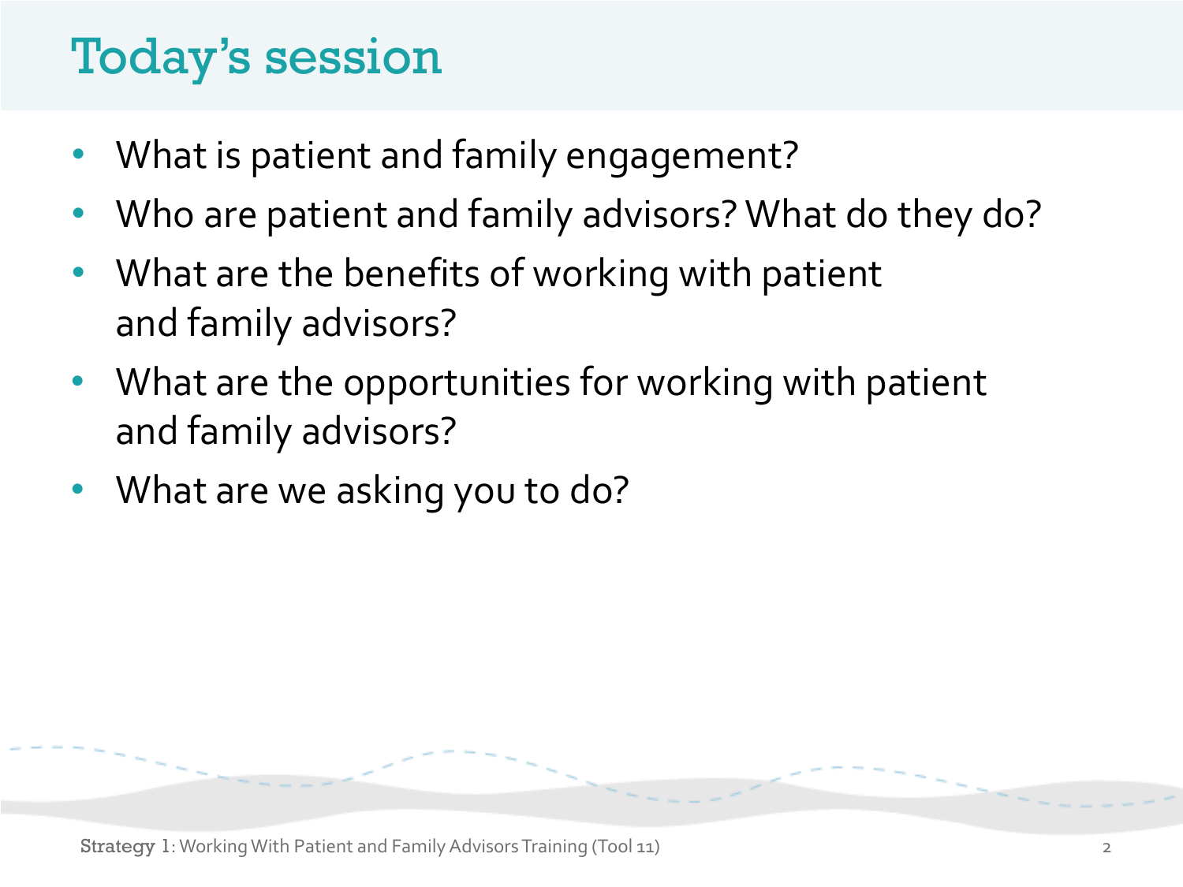# Today's session

- What is patient and family engagement?
- Who are patient and family advisors? What do they do?
- What are the benefits of working with patient and family advisors?
- What are the opportunities for working with patient and family advisors?
- What are we asking you to do?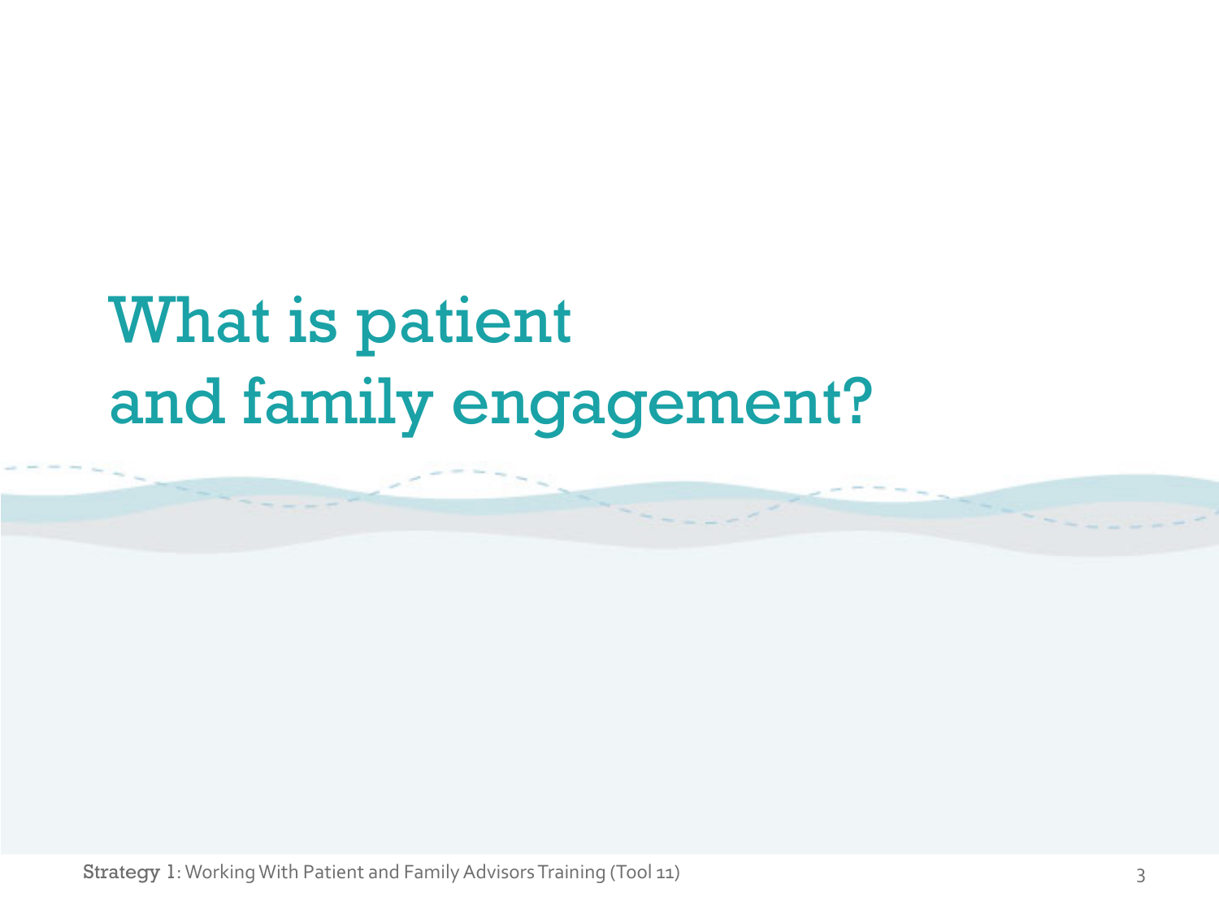# What is patient and family engagement?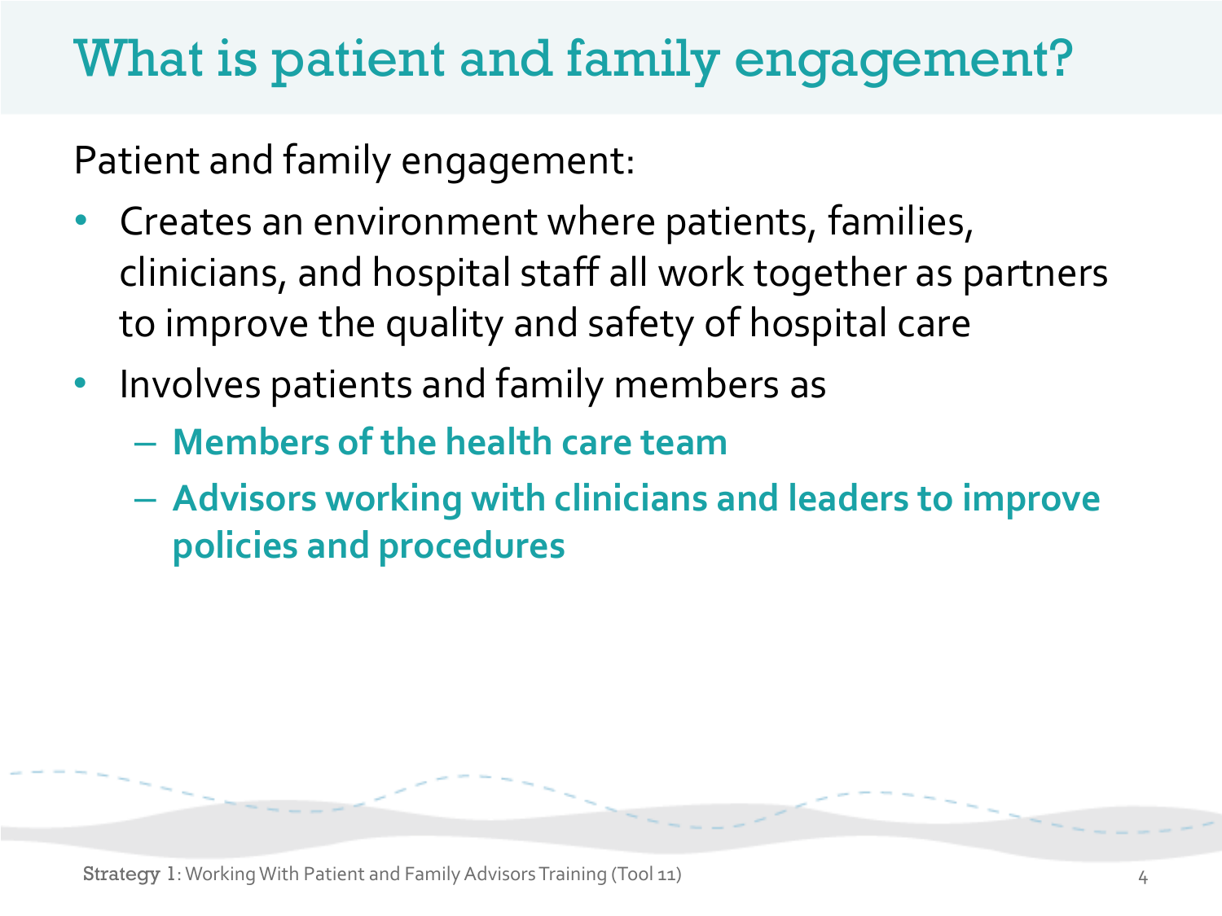# What is patient and family engagement?

Patient and family engagement:

- Creates an environment where patients, families, clinicians, and hospital staff all work together as partners to improve the quality and safety of hospital care
- Involves patients and family members as
  - **Members of the health care team**
  - **Advisors working with clinicians and leaders to improve policies and procedures**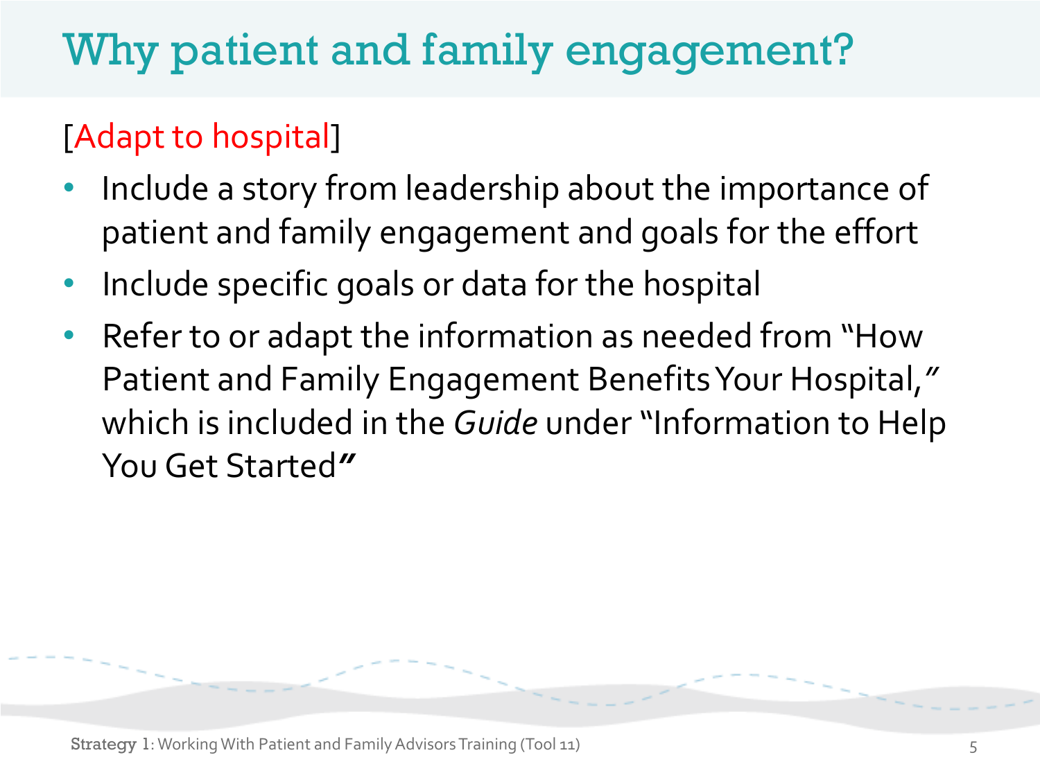# Why patient and family engagement?

[Adapt to hospital]

- Include a story from leadership about the importance of patient and family engagement and goals for the effort
- Include specific goals or data for the hospital
- Refer to or adapt the information as needed from "How Patient and Family Engagement Benefits Your Hospital," which is included in the *Guide* under "Information to Help You Get Started"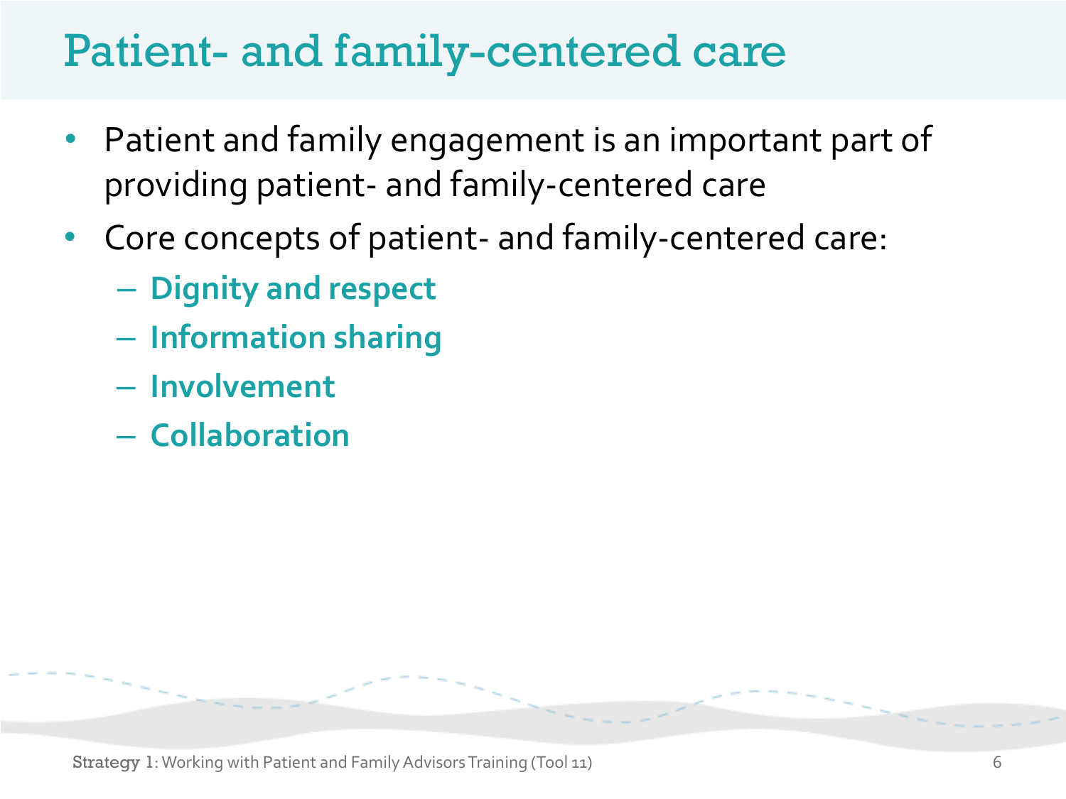# Patient- and family-centered care

- Patient and family engagement is an important part of providing patient- and family-centered care
- Core concepts of patient- and family-centered care:
  - **Dignity and respect**
  - **Information sharing**
  - **Involvement**
  - **Collaboration**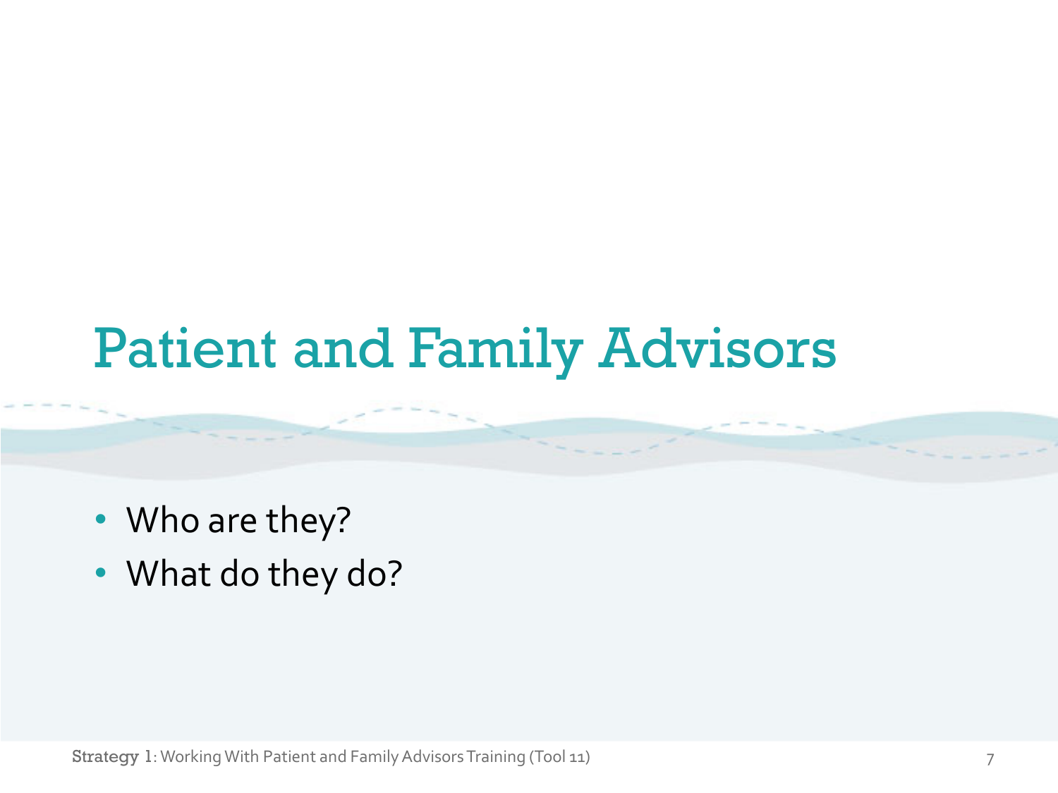# Patient and Family Advisors

- Who are they?
- What do they do?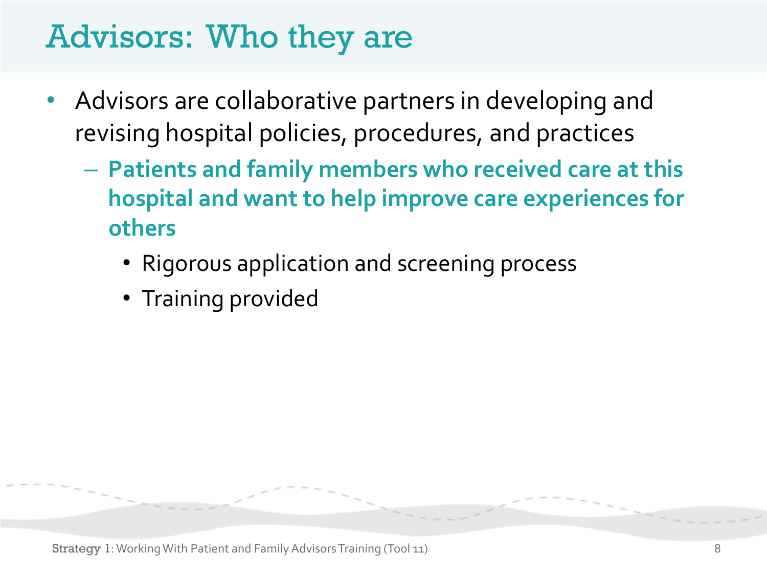# Advisors: Who they are

- Advisors are collaborative partners in developing and revising hospital policies, procedures, and practices
  - **Patients and family members who received care at this hospital and want to help improve care experiences for others**
    - Rigorous application and screening process
    - Training provided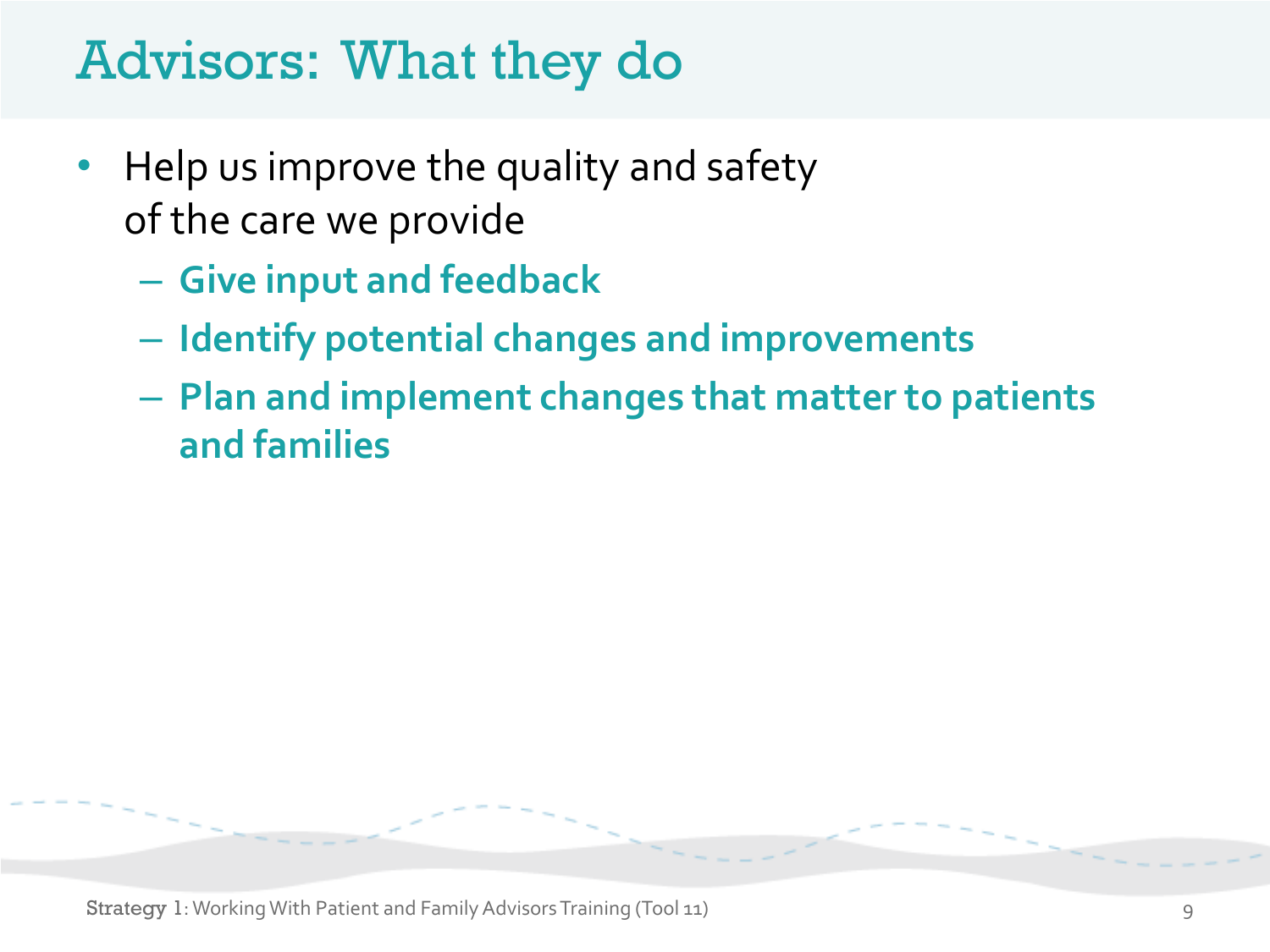# Advisors: What they do

- Help us improve the quality and safety of the care we provide
  - **Give input and feedback**
  - **Identify potential changes and improvements**
  - **Plan and implement changes that matter to patients and families**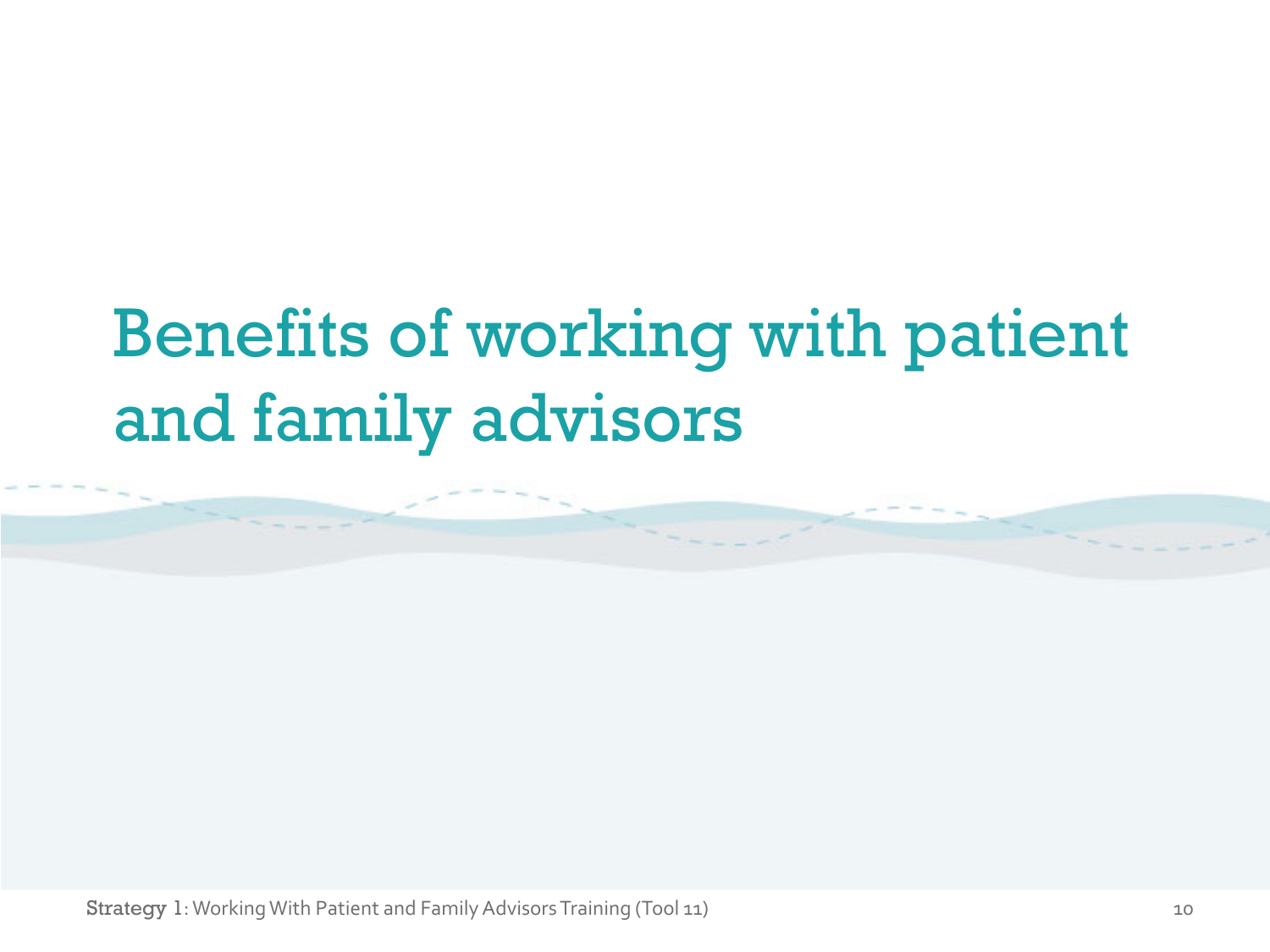# Benefits of working with patient and family advisors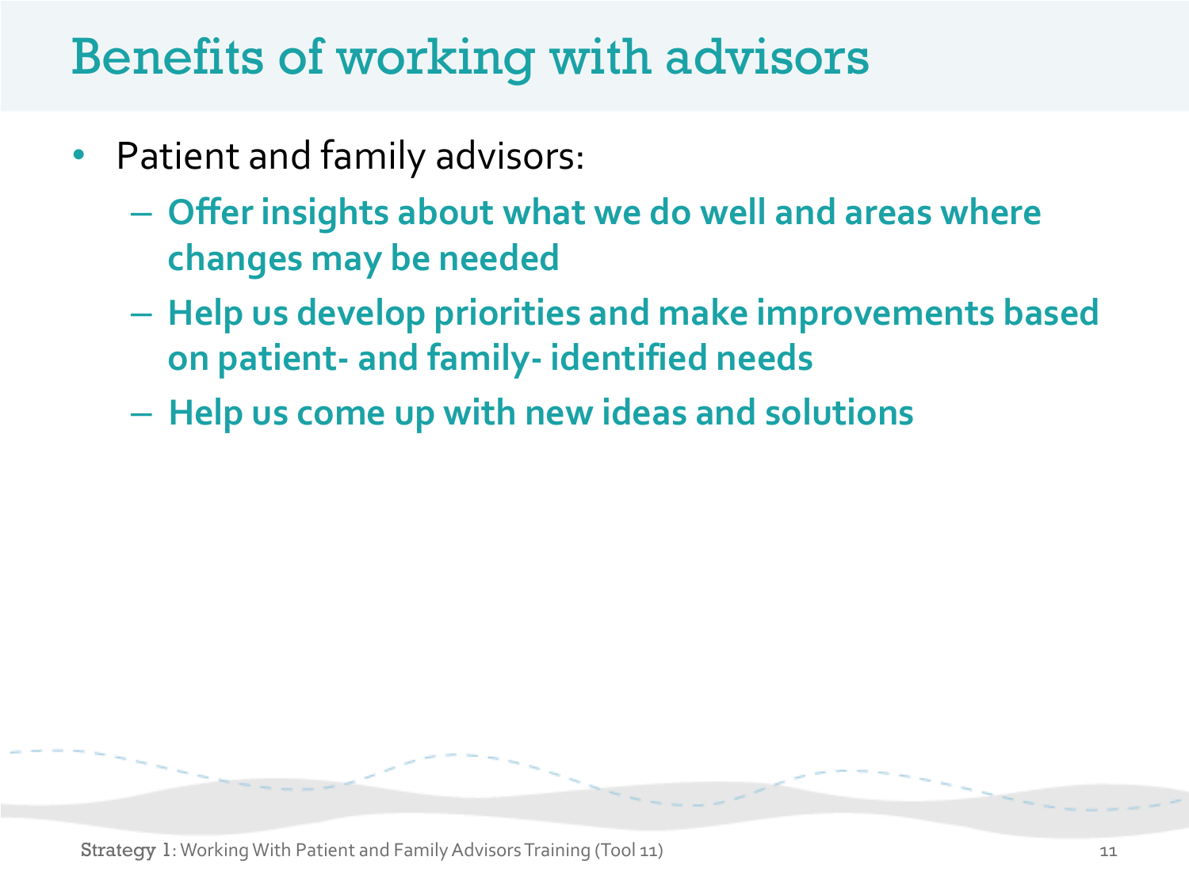# Benefits of working with advisors

- Patient and family advisors:
  - **Offer insights about what we do well and areas where changes may be needed**
  - **Help us develop priorities and make improvements based on patient- and family- identified needs**
  - **Help us come up with new ideas and solutions**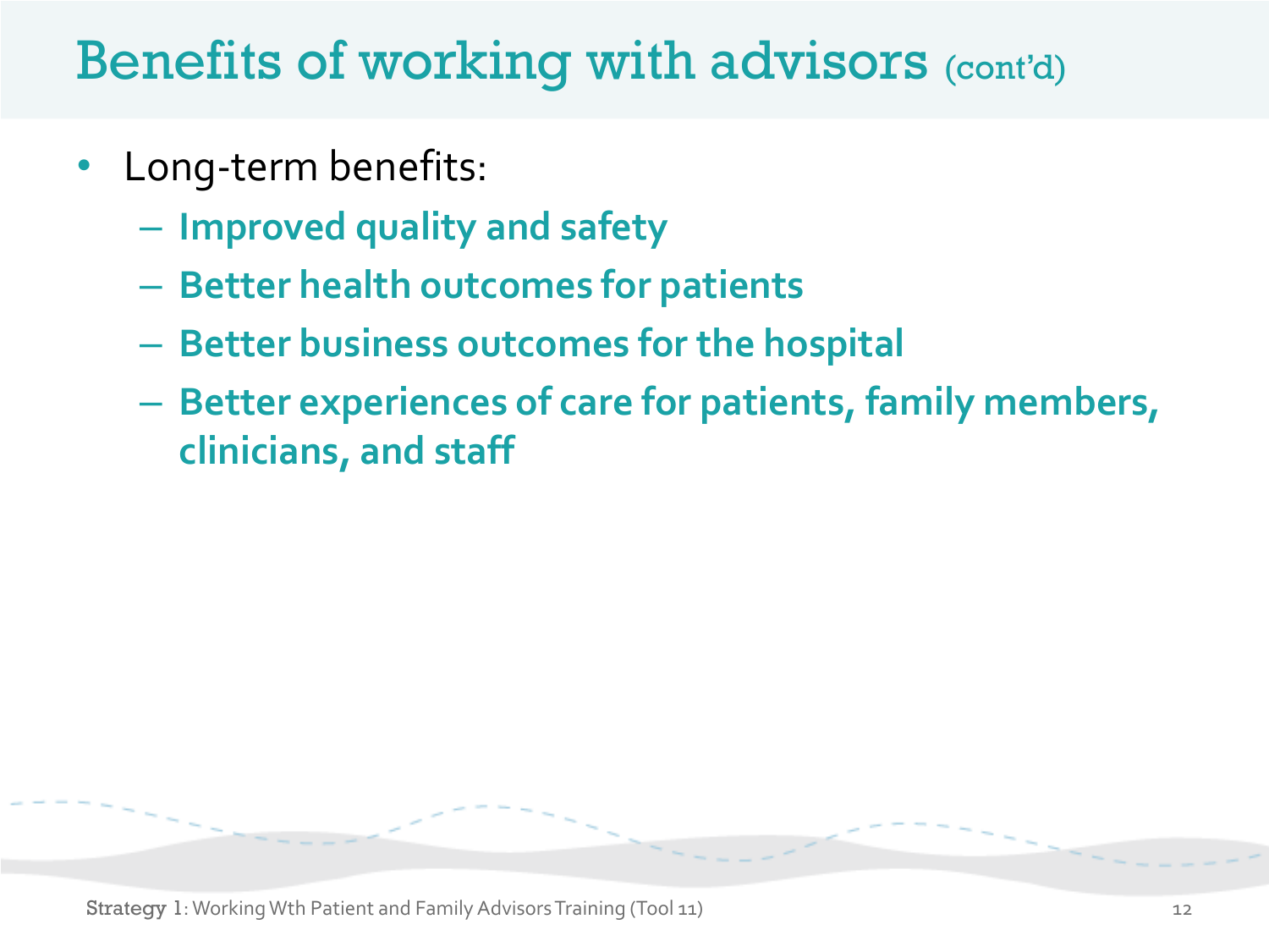# Benefits of working with advisors (cont'd)

- Long-term benefits:
  - **Improved quality and safety**
  - **Better health outcomes for patients**
  - **Better business outcomes for the hospital**
  - **Better experiences of care for patients, family members, clinicians, and staff**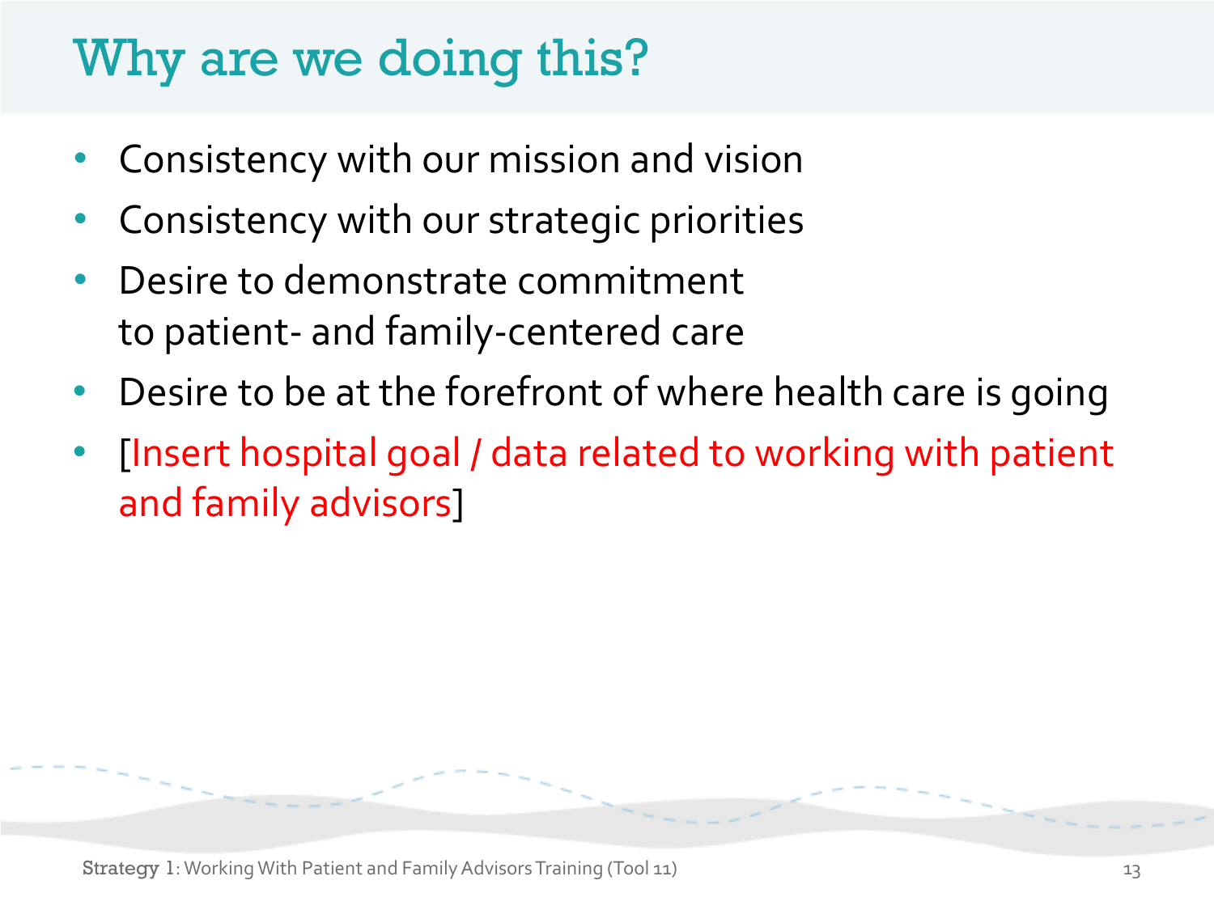# Why are we doing this?

- Consistency with our mission and vision
- Consistency with our strategic priorities
- Desire to demonstrate commitment to patient- and family-centered care
- Desire to be at the forefront of where health care is going
- [Insert hospital goal / data related to working with patient and family advisors]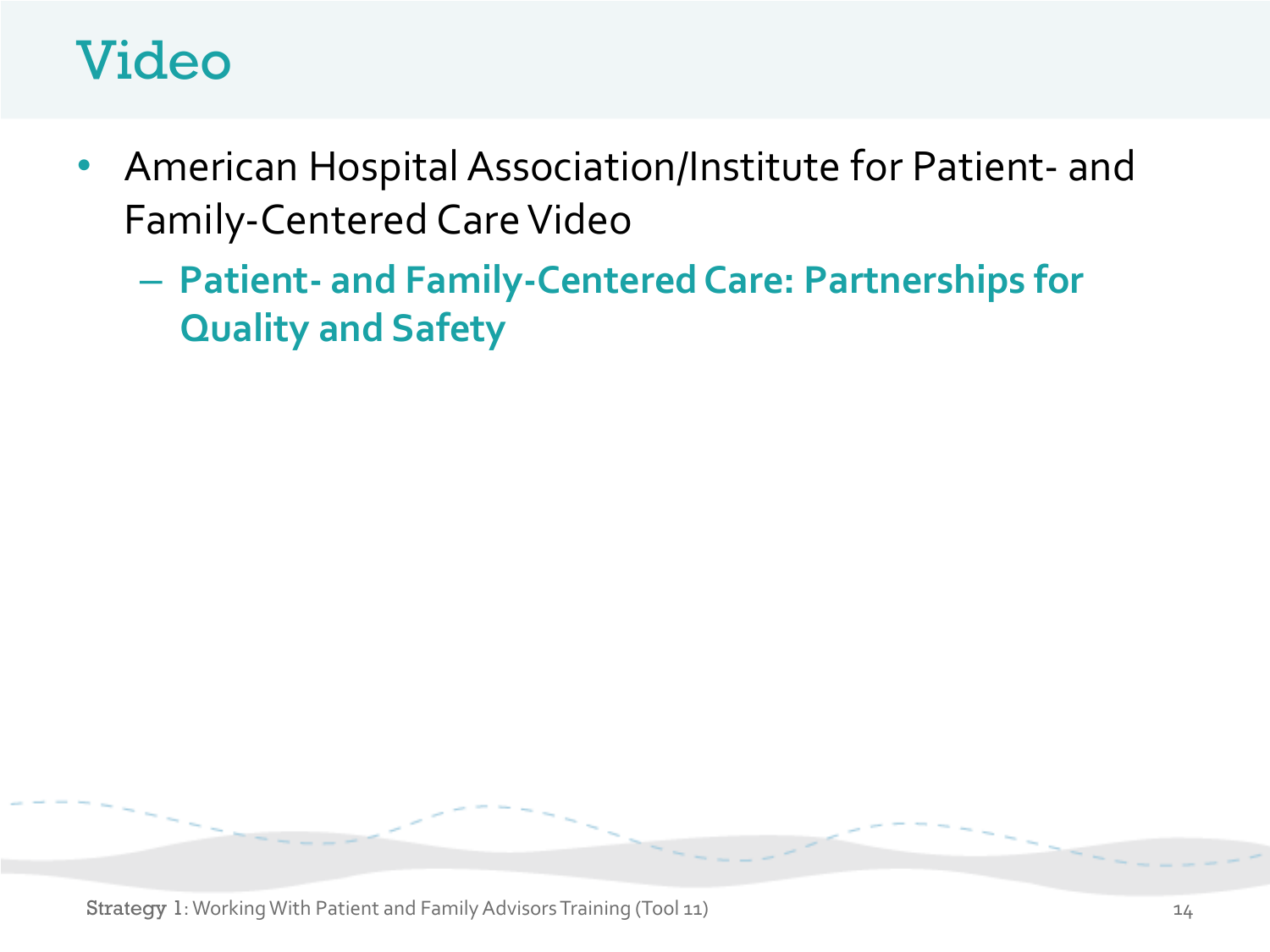# Video

- American Hospital Association/Institute for Patient- and Family-Centered Care Video
  - **Patient- and Family-Centered Care: Partnerships for Quality and Safety**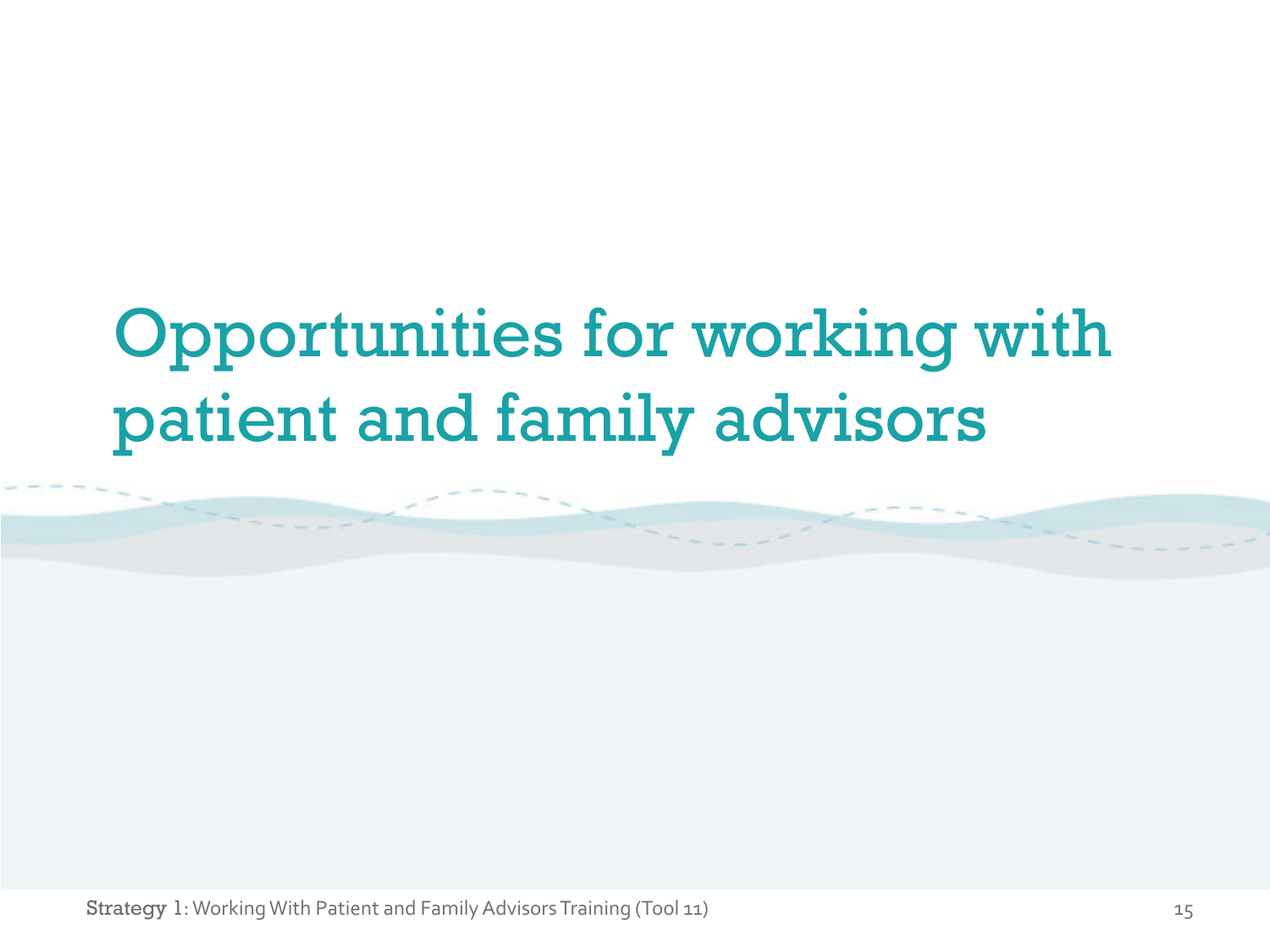# Opportunities for working with patient and family advisors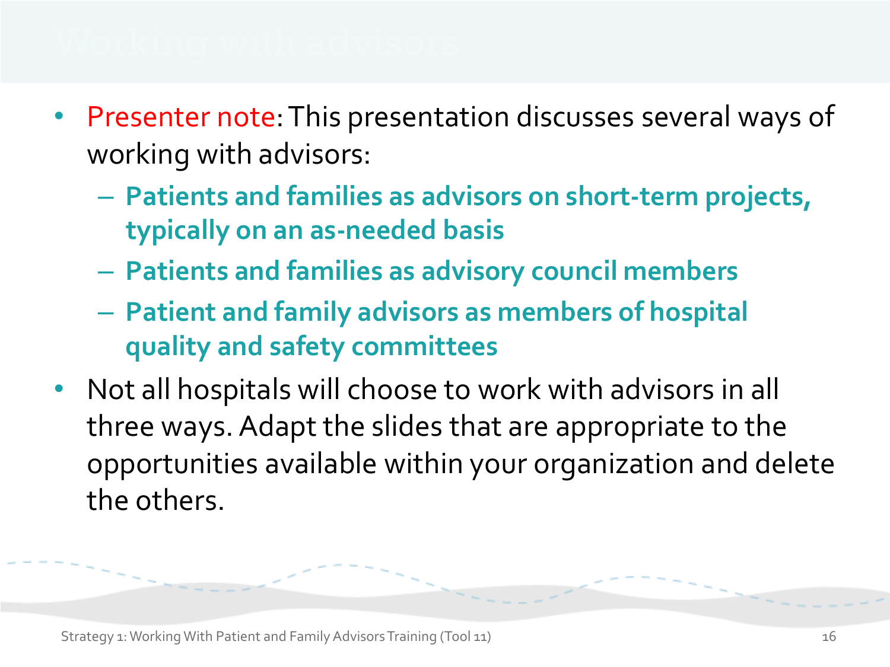# Working with advisors

- Presenter note: This presentation discusses several ways of working with advisors:
  - **Patients and families as advisors on short-term projects, typically on an as-needed basis**
  - **Patients and families as advisory council members**
  - **Patient and family advisors as members of hospital quality and safety committees**
- Not all hospitals will choose to work with advisors in all three ways. Adapt the slides that are appropriate to the opportunities available within your organization and delete the others.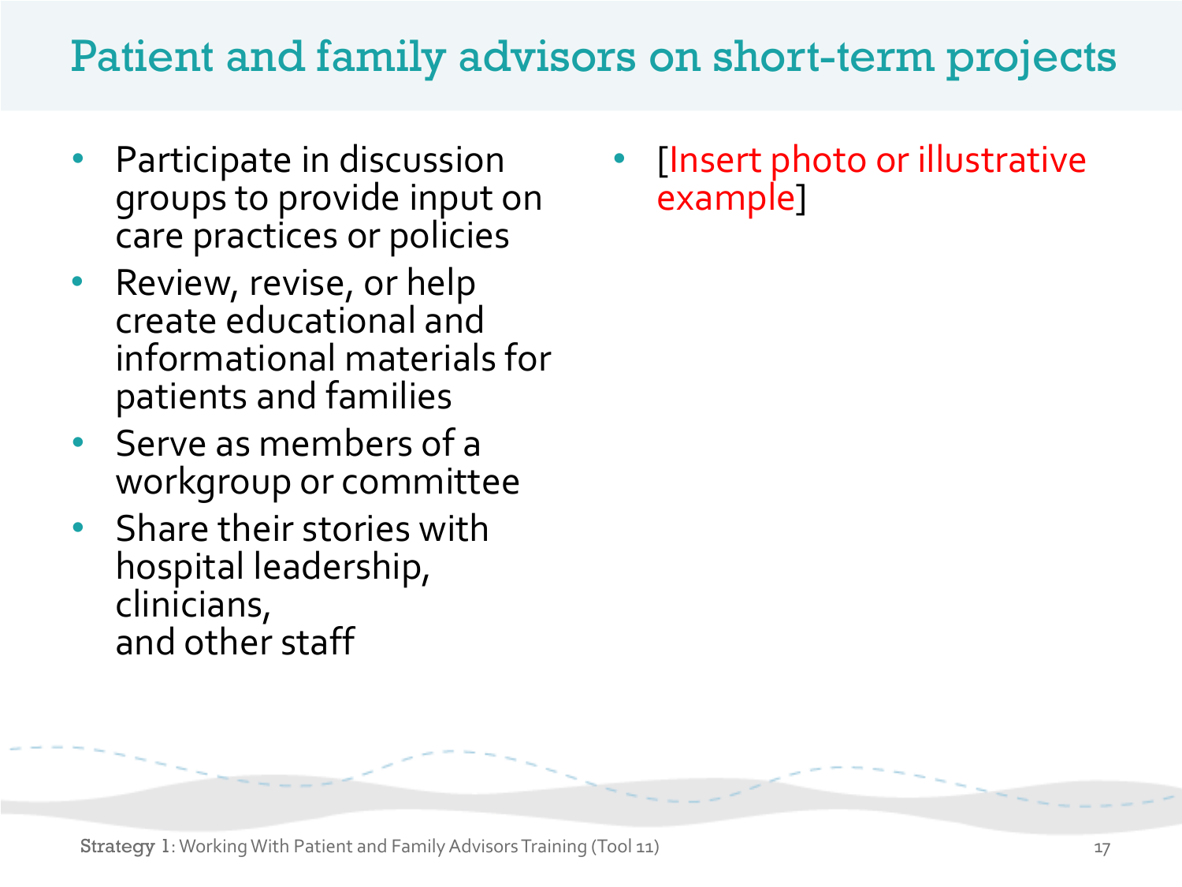# Patient and family advisors on short-term projects

- Participate in discussion groups to provide input on care practices or policies
- Review, revise, or help create educational and informational materials for patients and families
- Serve as members of a workgroup or committee
- Share their stories with hospital leadership, clinicians, and other staff

- [Insert photo or illustrative example]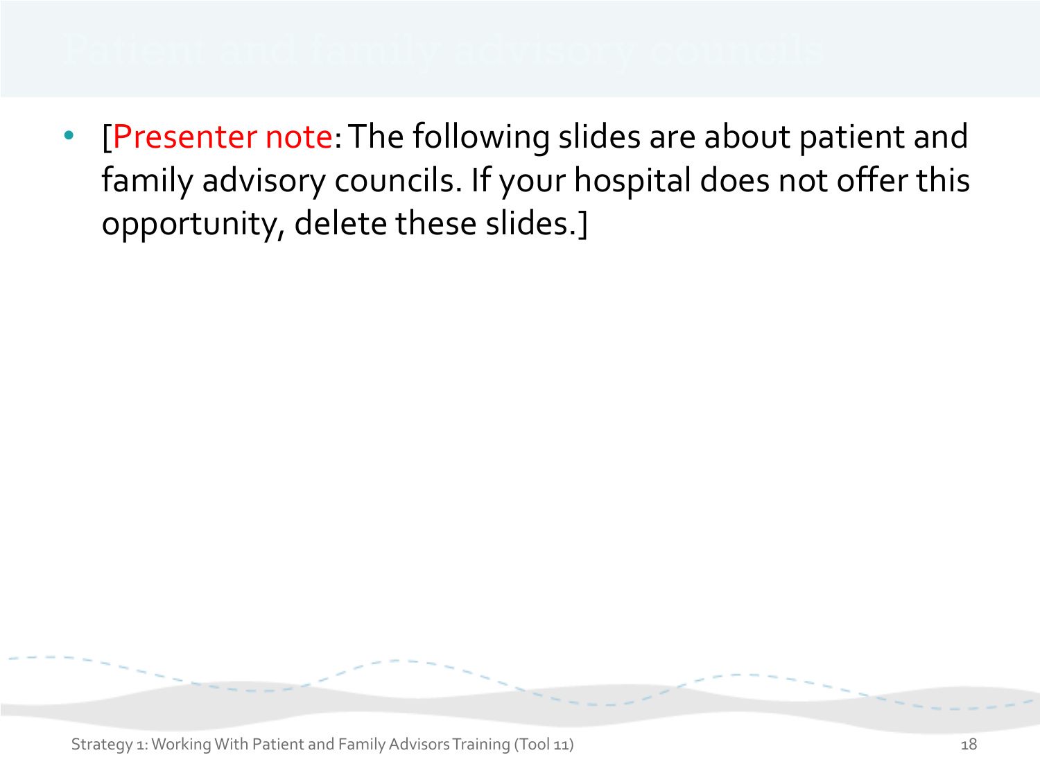# Patient and family advisory councils

- [Presenter note: The following slides are about patient and family advisory councils. If your hospital does not offer this opportunity, delete these slides.]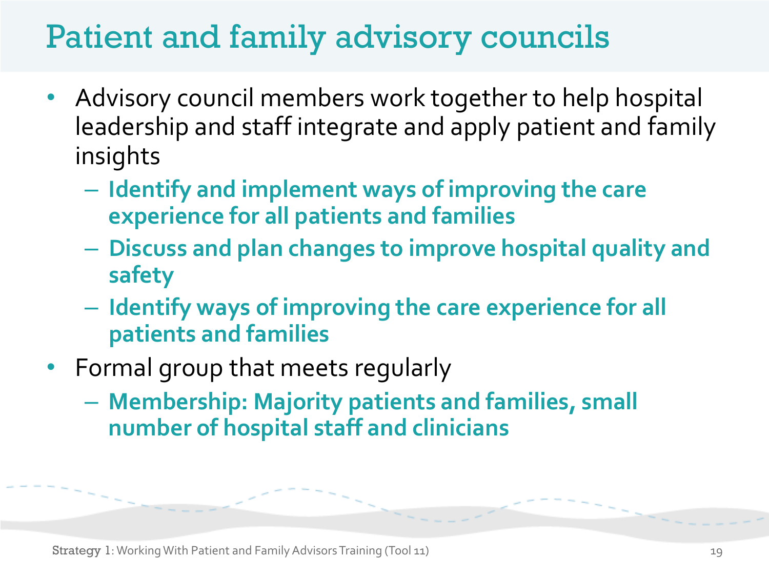# Patient and family advisory councils

- Advisory council members work together to help hospital leadership and staff integrate and apply patient and family insights
  - **Identify and implement ways of improving the care experience for all patients and families**
  - **Discuss and plan changes to improve hospital quality and safety**
  - **Identify ways of improving the care experience for all patients and families**
- Formal group that meets regularly
  - **Membership: Majority patients and families, small number of hospital staff and clinicians**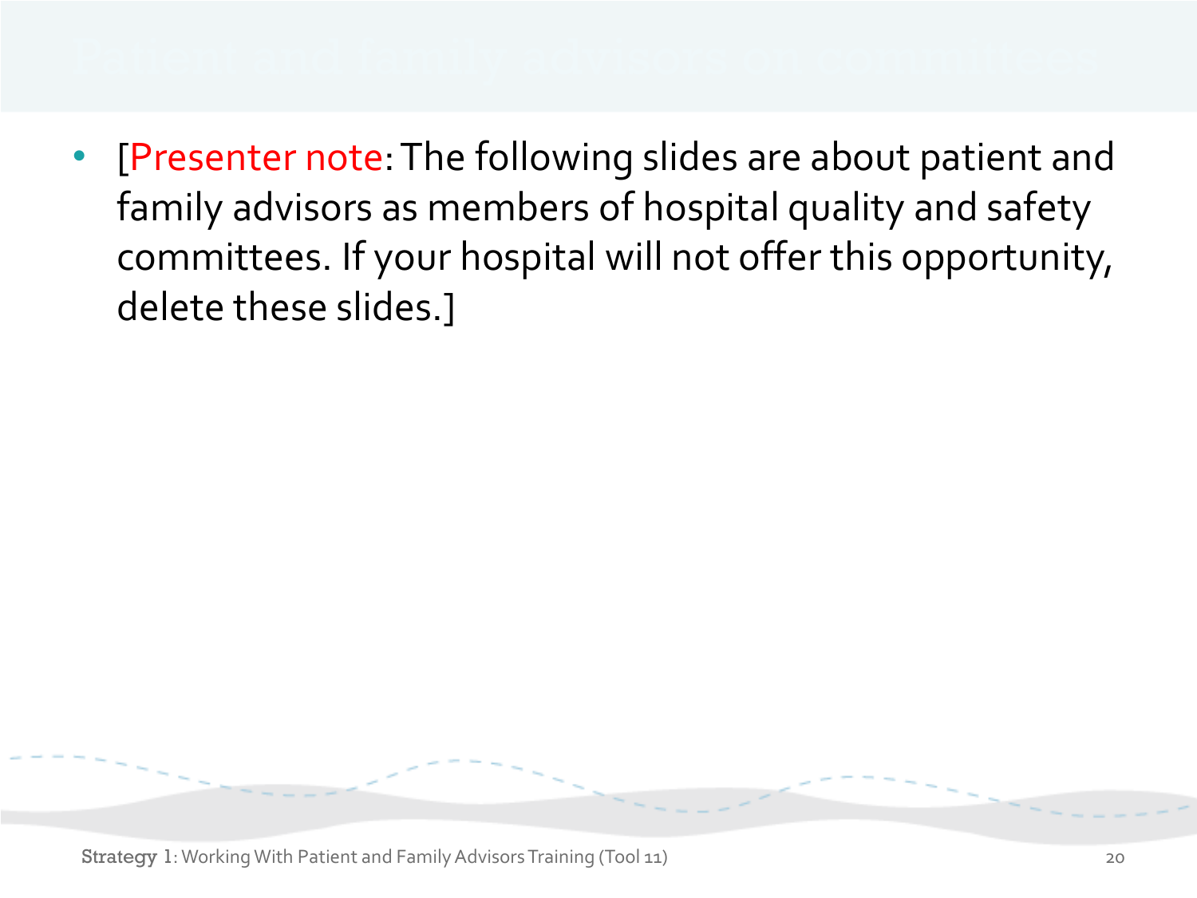# Patient and family advisors on committees

- [Presenter note: The following slides are about patient and family advisors as members of hospital quality and safety committees. If your hospital will not offer this opportunity, delete these slides.]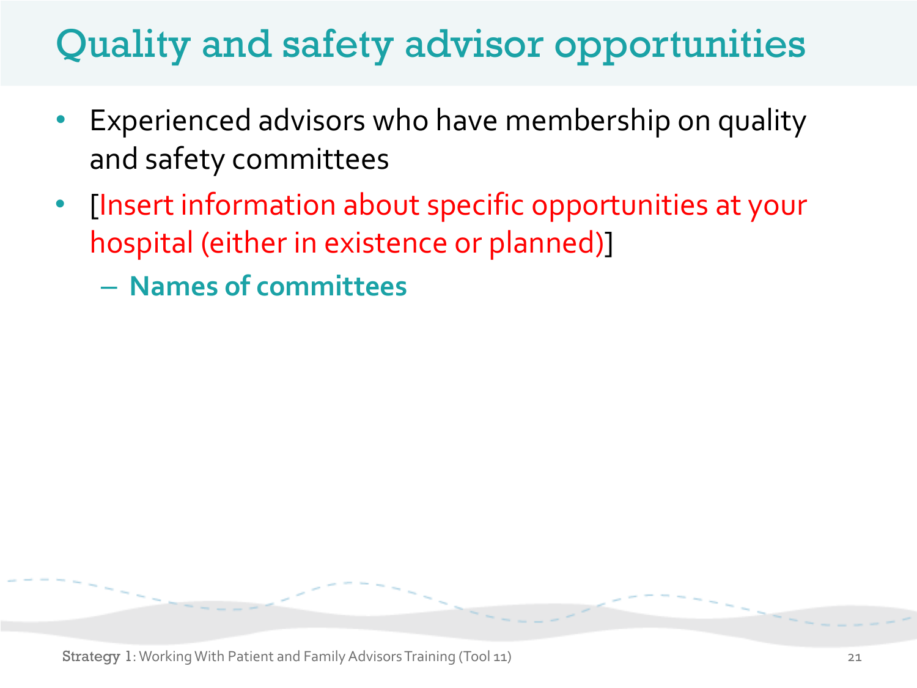# Quality and safety advisor opportunities

- Experienced advisors who have membership on quality and safety committees
- [Insert information about specific opportunities at your hospital (either in existence or planned)]
  - **Names of committees**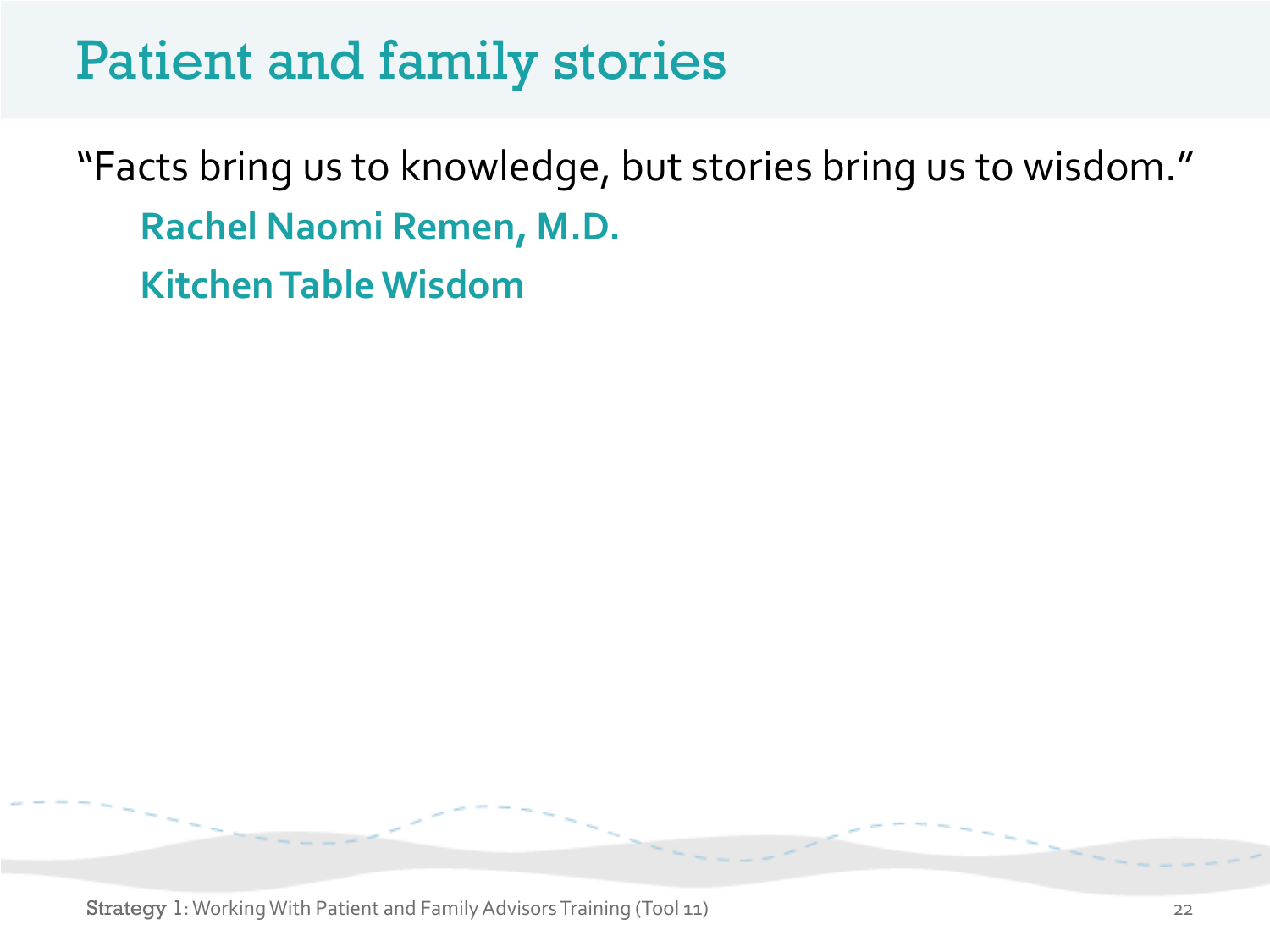# Patient and family stories

"Facts bring us to knowledge, but stories bring us to wisdom."

**Rachel Naomi Remen, M.D.**

**Kitchen Table Wisdom**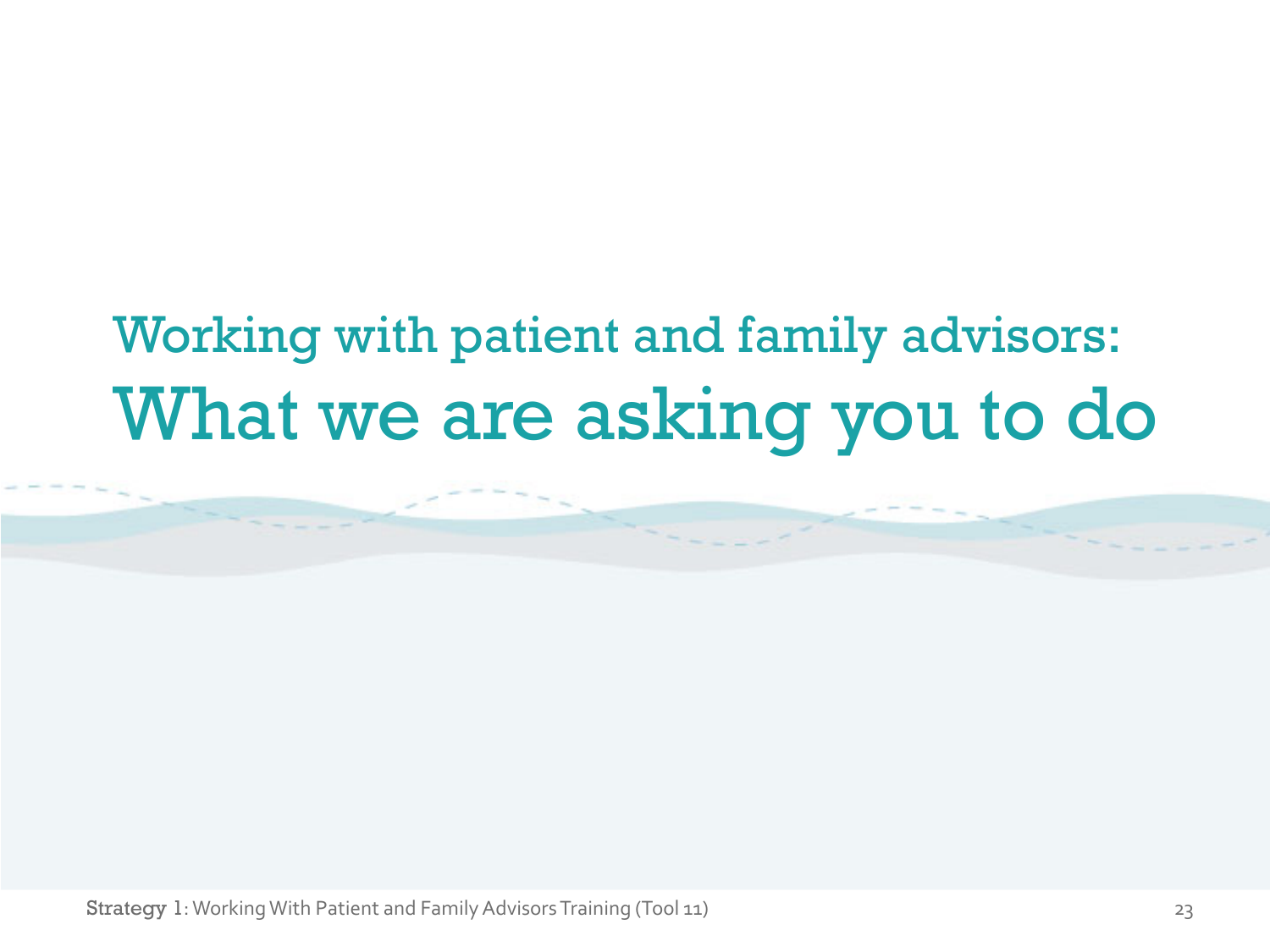# Working with patient and family advisors: What we are asking you to do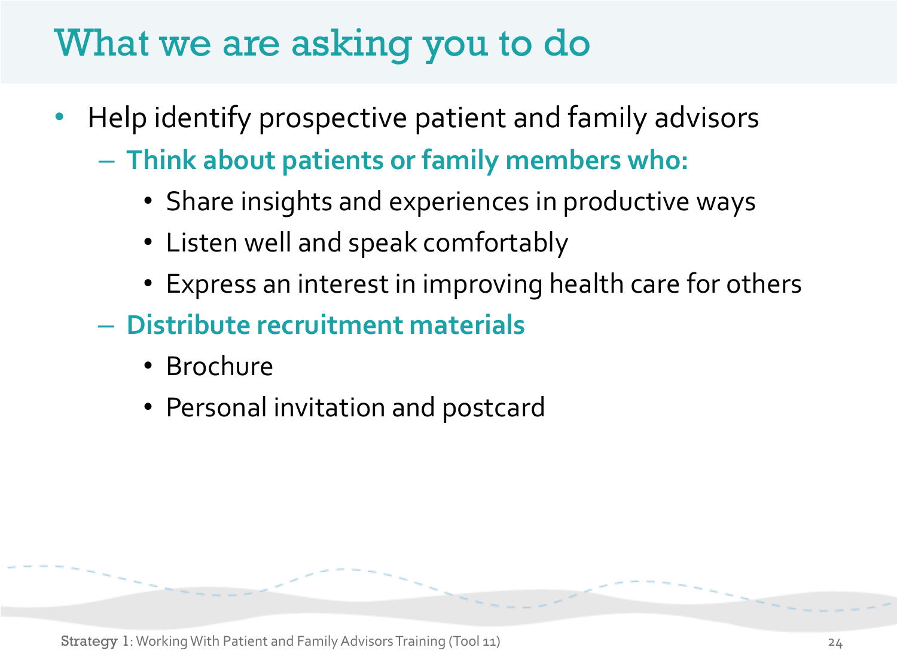# What we are asking you to do

- Help identify prospective patient and family advisors
  - **Think about patients or family members who:**
    - Share insights and experiences in productive ways
    - Listen well and speak comfortably
    - Express an interest in improving health care for others
  - **Distribute recruitment materials**
    - Brochure
    - Personal invitation and postcard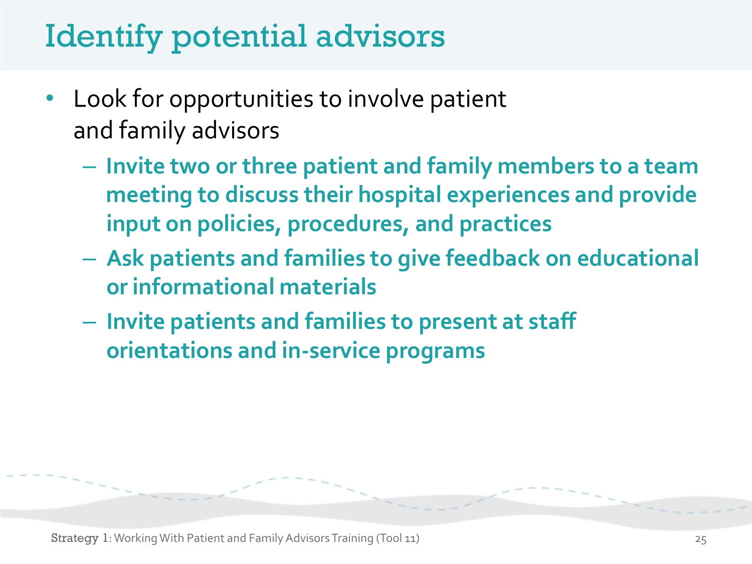# Identify potential advisors

- Look for opportunities to involve patient and family advisors
  - **Invite two or three patient and family members to a team meeting to discuss their hospital experiences and provide input on policies, procedures, and practices**
  - **Ask patients and families to give feedback on educational or informational materials**
  - **Invite patients and families to present at staff orientations and in-service programs**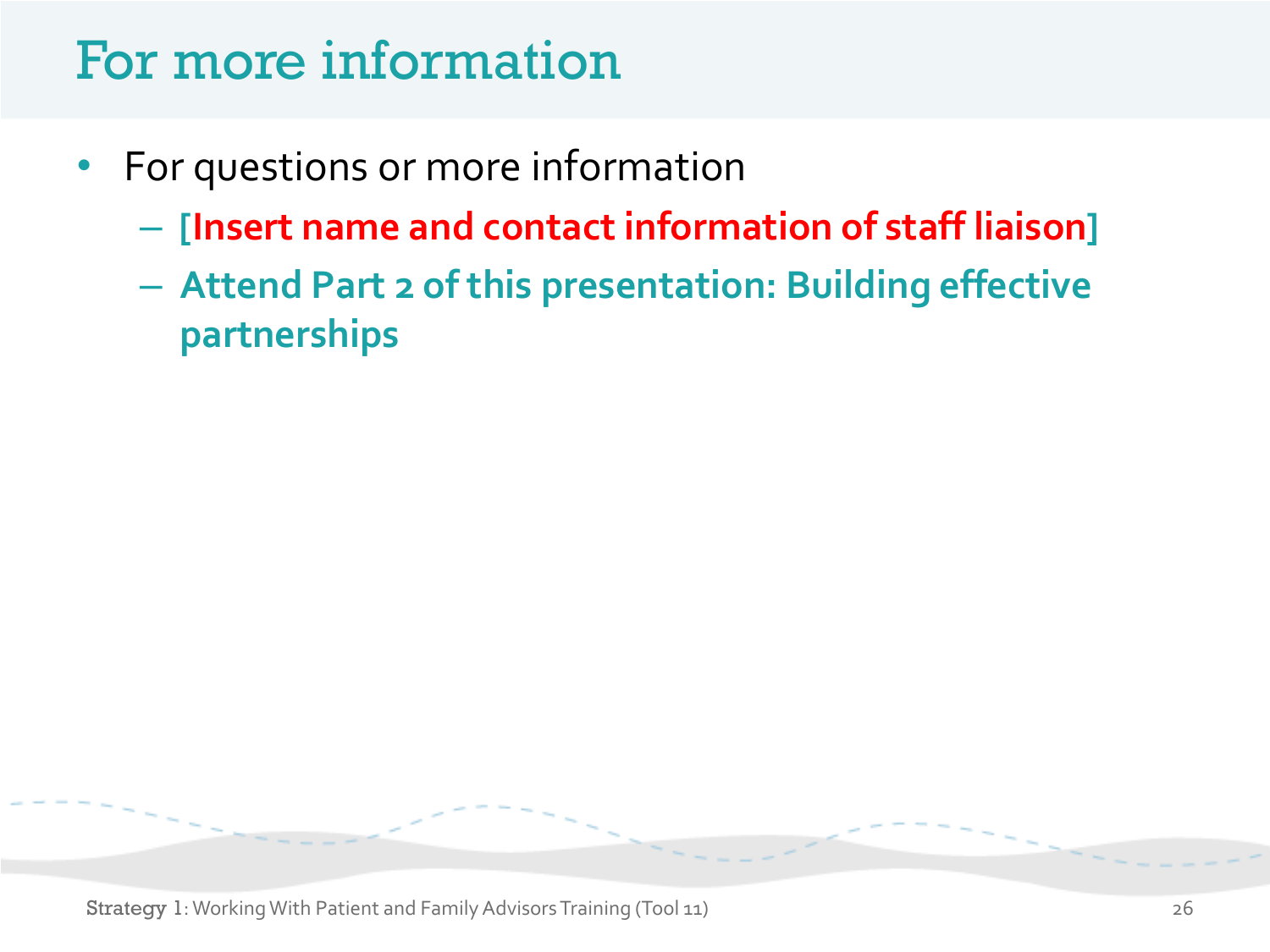# For more information

- For questions or more information
  - **[Insert name and contact information of staff liaison]**
  - **Attend Part 2 of this presentation: Building effective partnerships**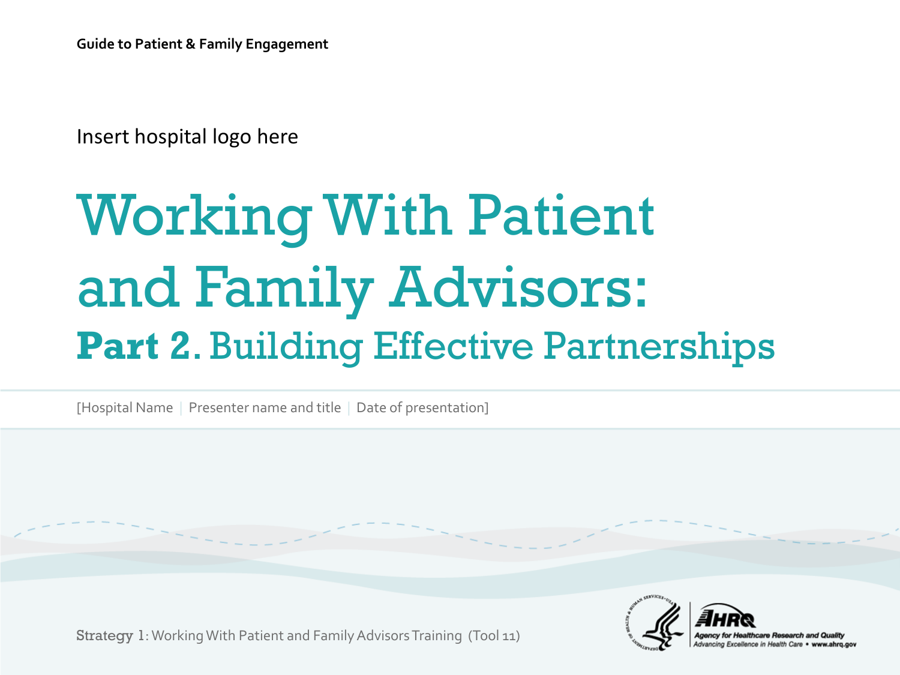Guide to Patient & Family Engagement

Insert hospital logo here

# Working With Patient and Family Advisors:

## **Part 2**. Building Effective Partnerships

[Hospital Name | Presenter name and title | Date of presentation]

Strategy 1: Working With Patient and Family Advisors Training (Tool 11)

Agency for Healthcare Research and Quality
Advancing Excellence in Health Care • www.ahrq.gov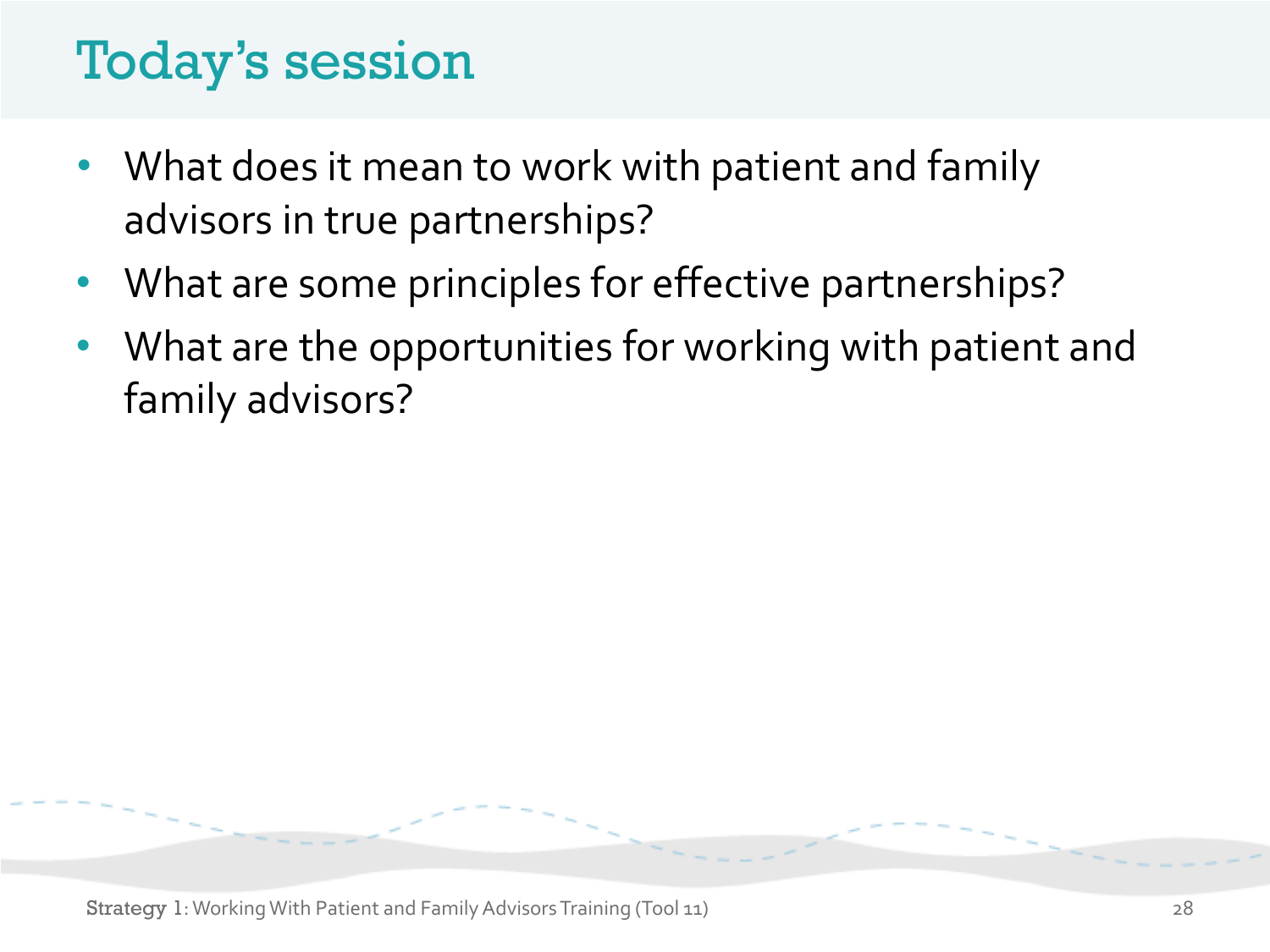# Today's session

- What does it mean to work with patient and family advisors in true partnerships?
- What are some principles for effective partnerships?
- What are the opportunities for working with patient and family advisors?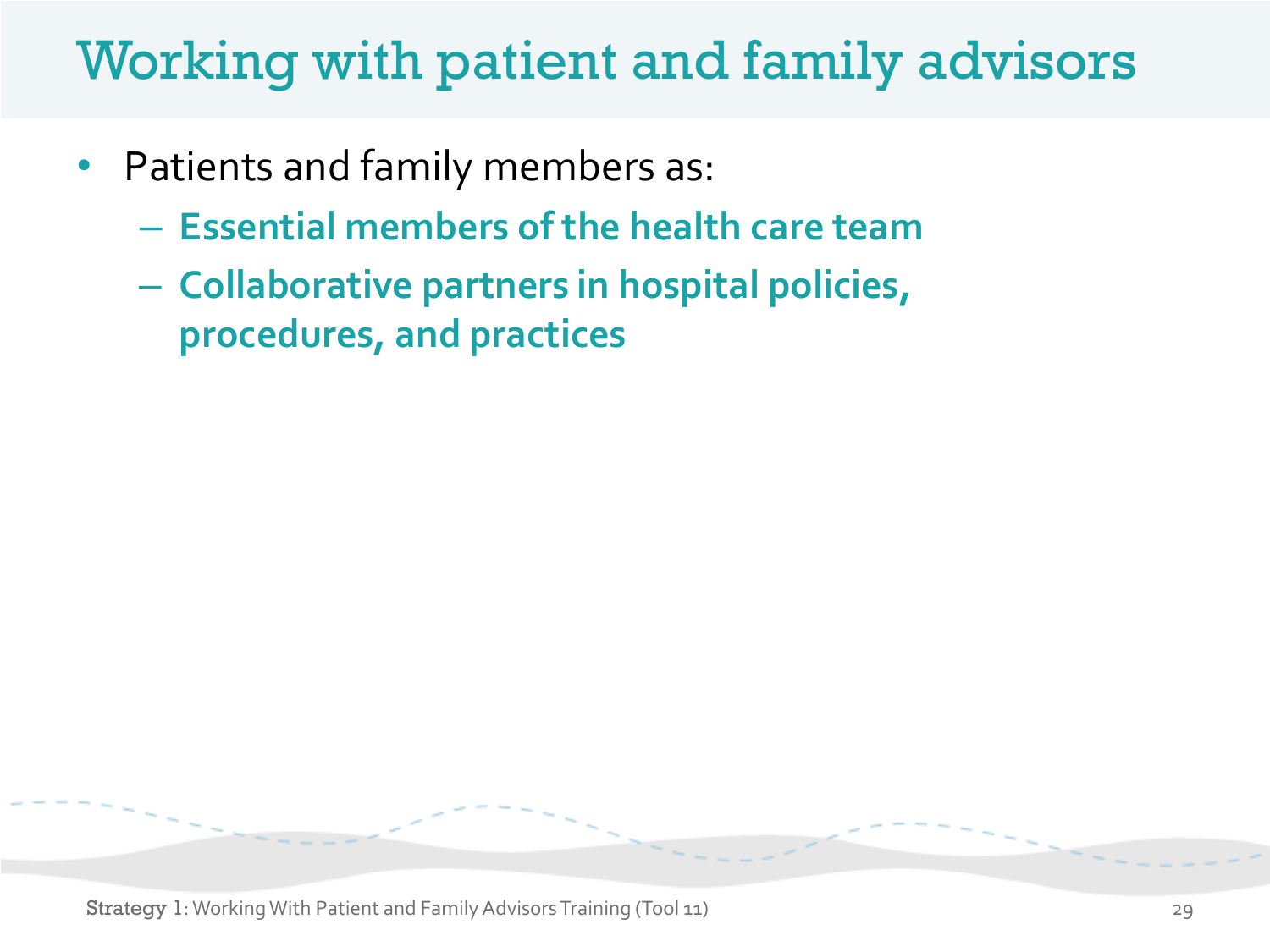# Working with patient and family advisors

- Patients and family members as:
  - **Essential members of the health care team**
  - **Collaborative partners in hospital policies, procedures, and practices**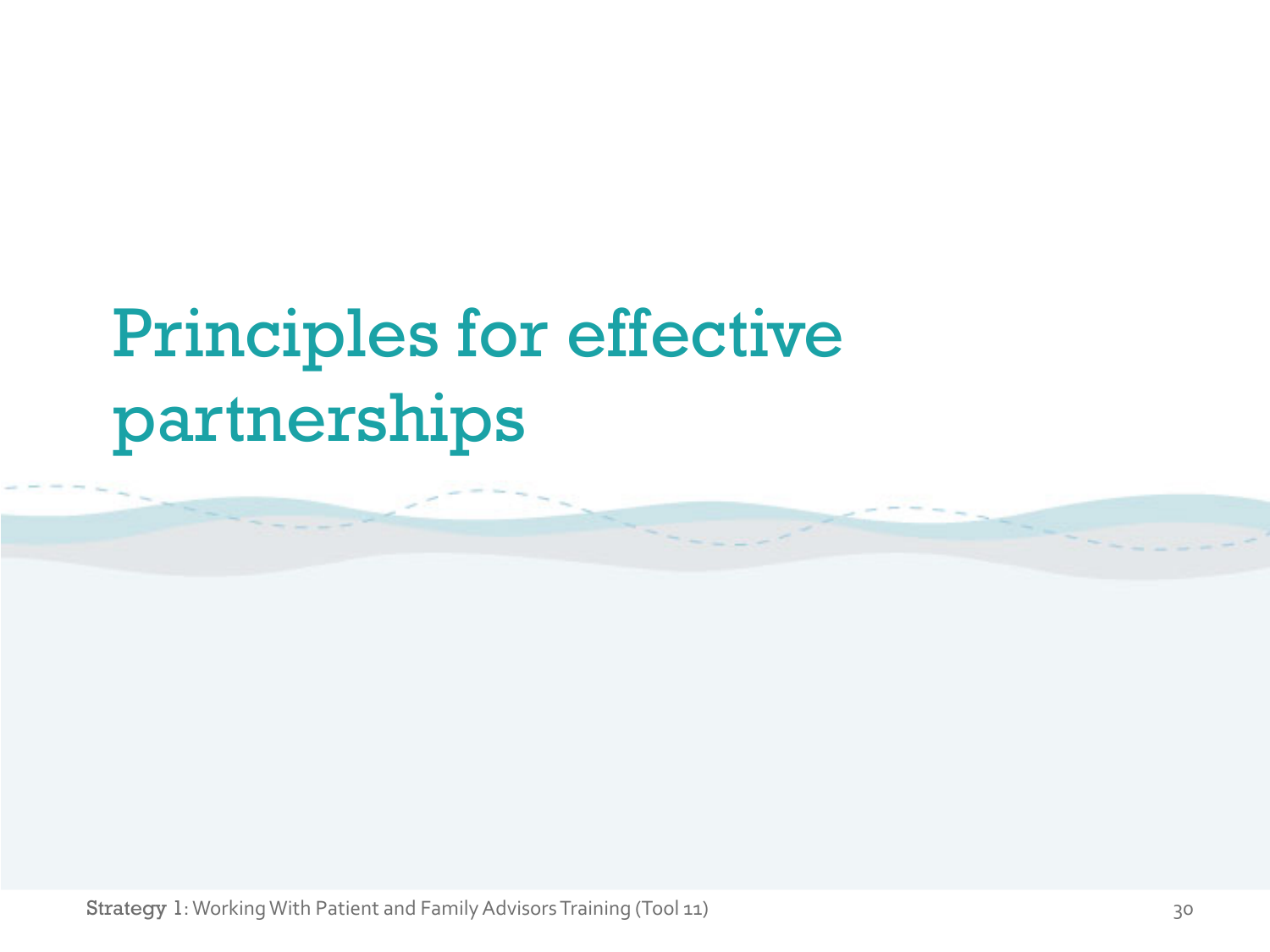# Principles for effective partnerships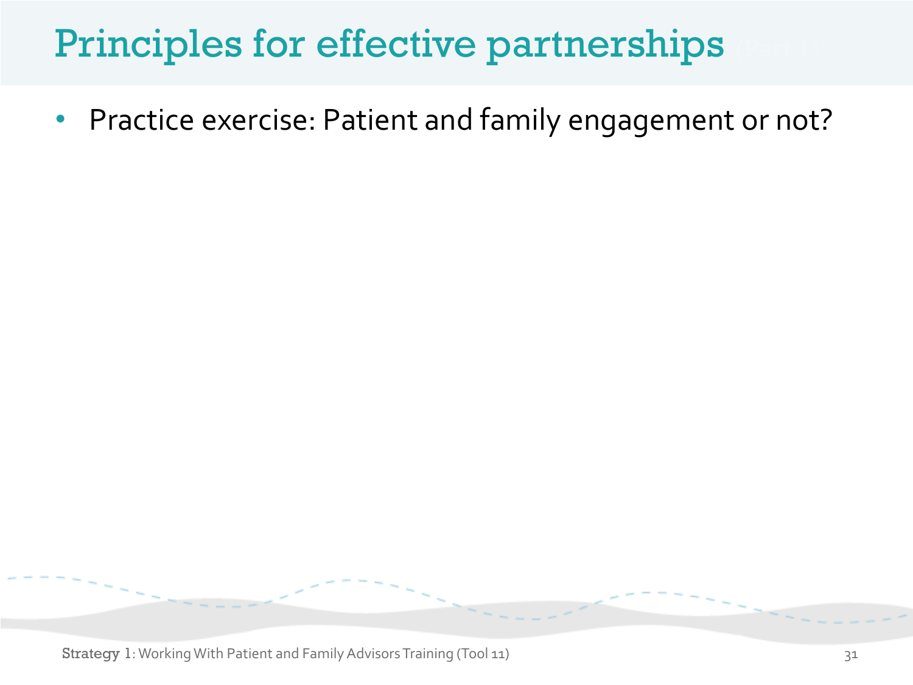# Principles for effective partnerships (Part 1)

- Practice exercise: Patient and family engagement or not?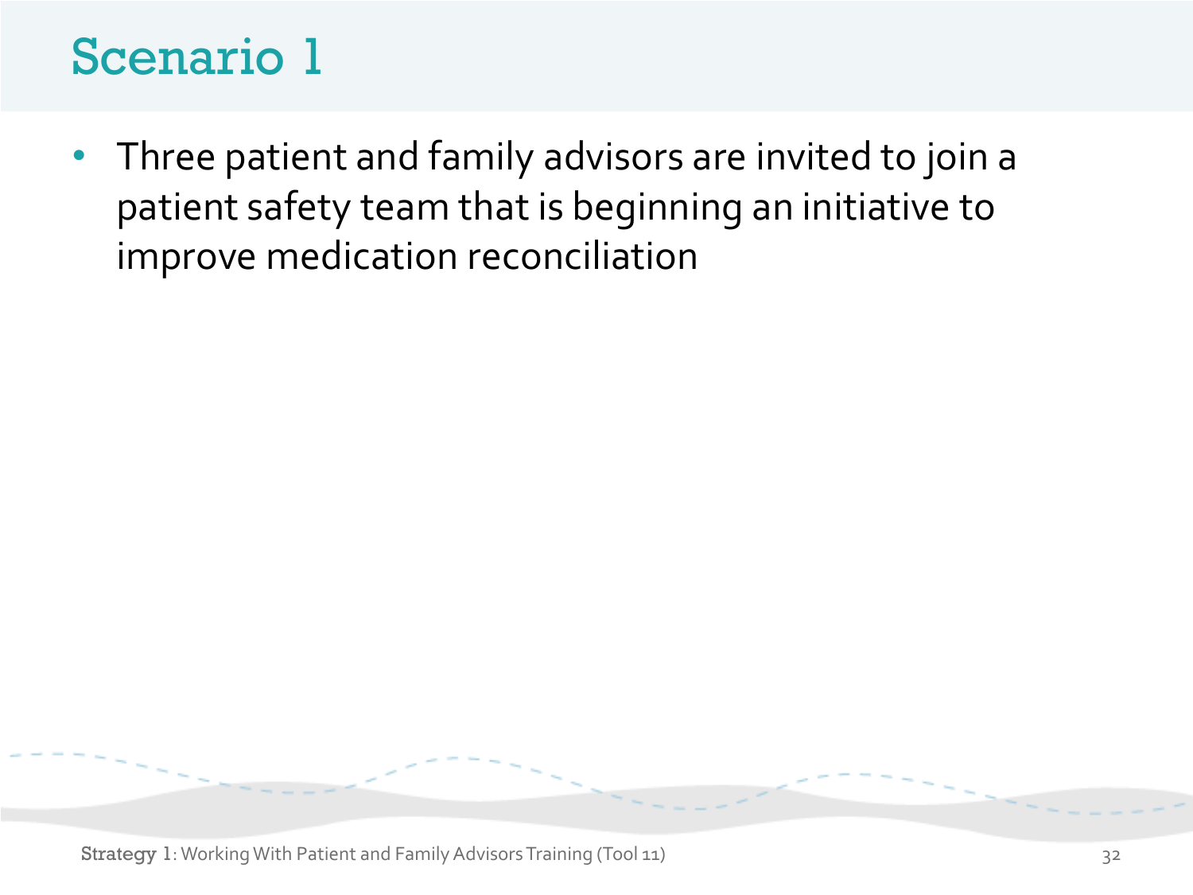# Scenario 1

- Three patient and family advisors are invited to join a patient safety team that is beginning an initiative to improve medication reconciliation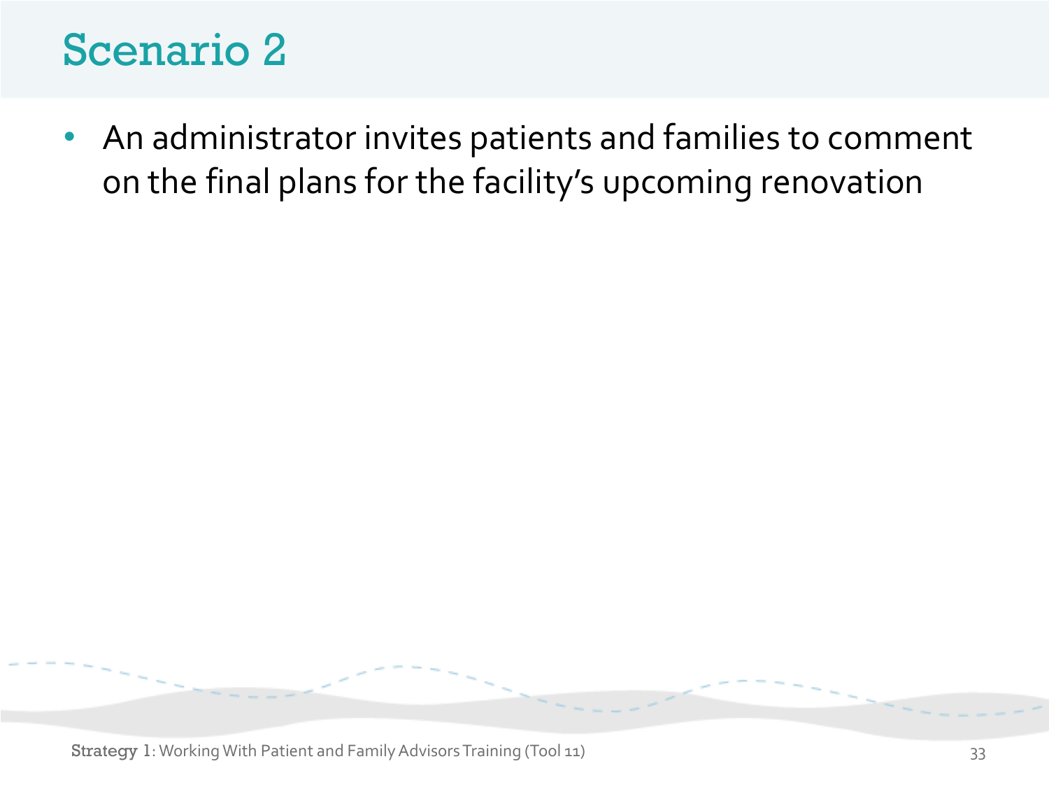# Scenario 2

- An administrator invites patients and families to comment on the final plans for the facility's upcoming renovation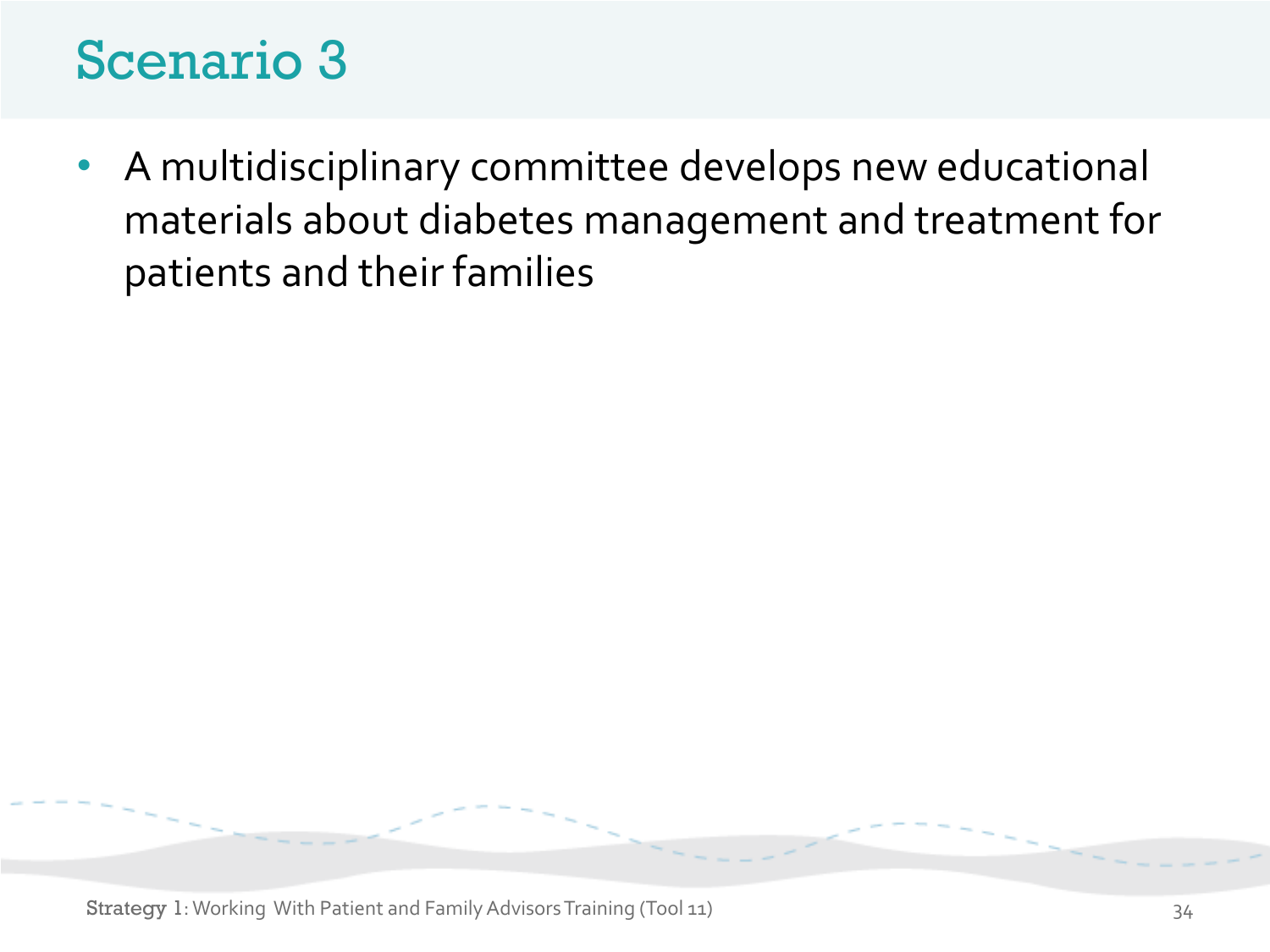# Scenario 3

- A multidisciplinary committee develops new educational materials about diabetes management and treatment for patients and their families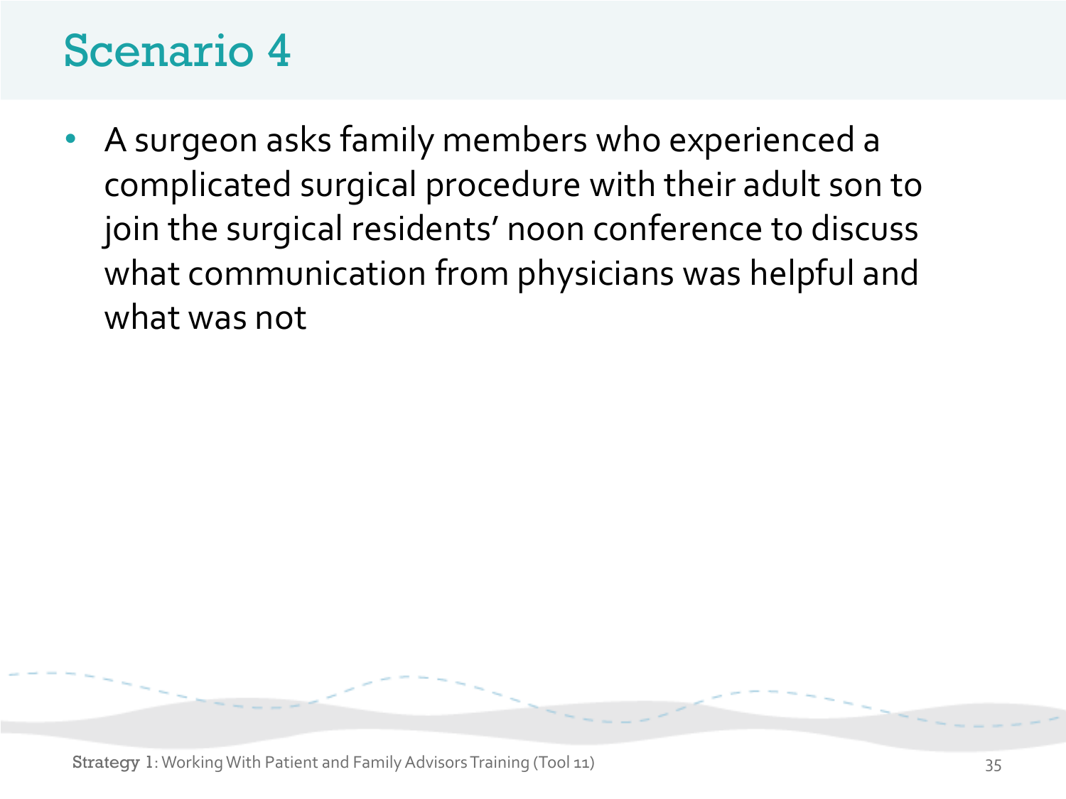# Scenario 4

- A surgeon asks family members who experienced a complicated surgical procedure with their adult son to join the surgical residents' noon conference to discuss what communication from physicians was helpful and what was not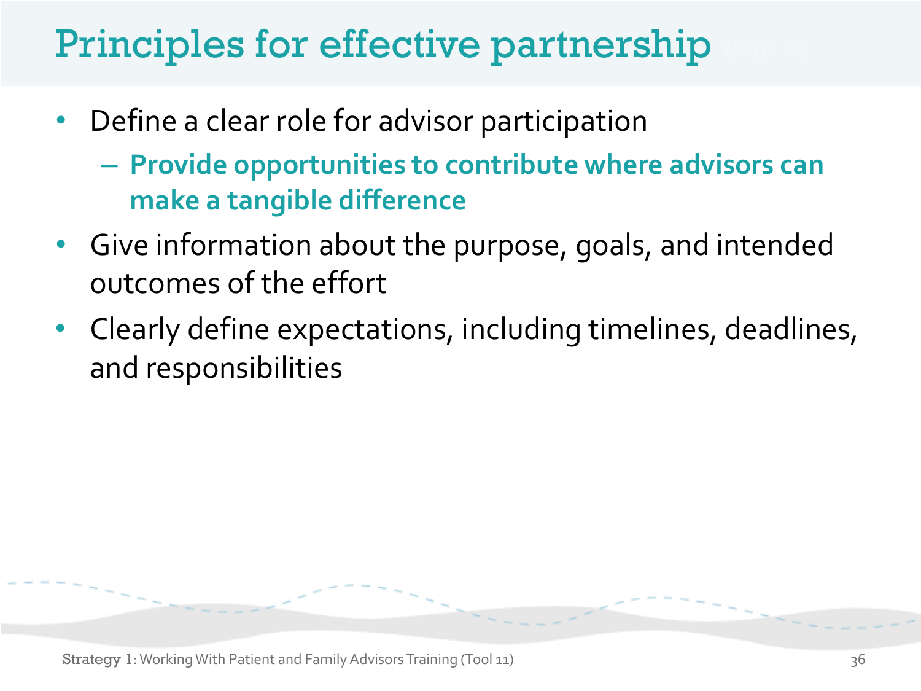# Principles for effective partnership (Part 2)

- Define a clear role for advisor participation
  - **Provide opportunities to contribute where advisors can make a tangible difference**
- Give information about the purpose, goals, and intended outcomes of the effort
- Clearly define expectations, including timelines, deadlines, and responsibilities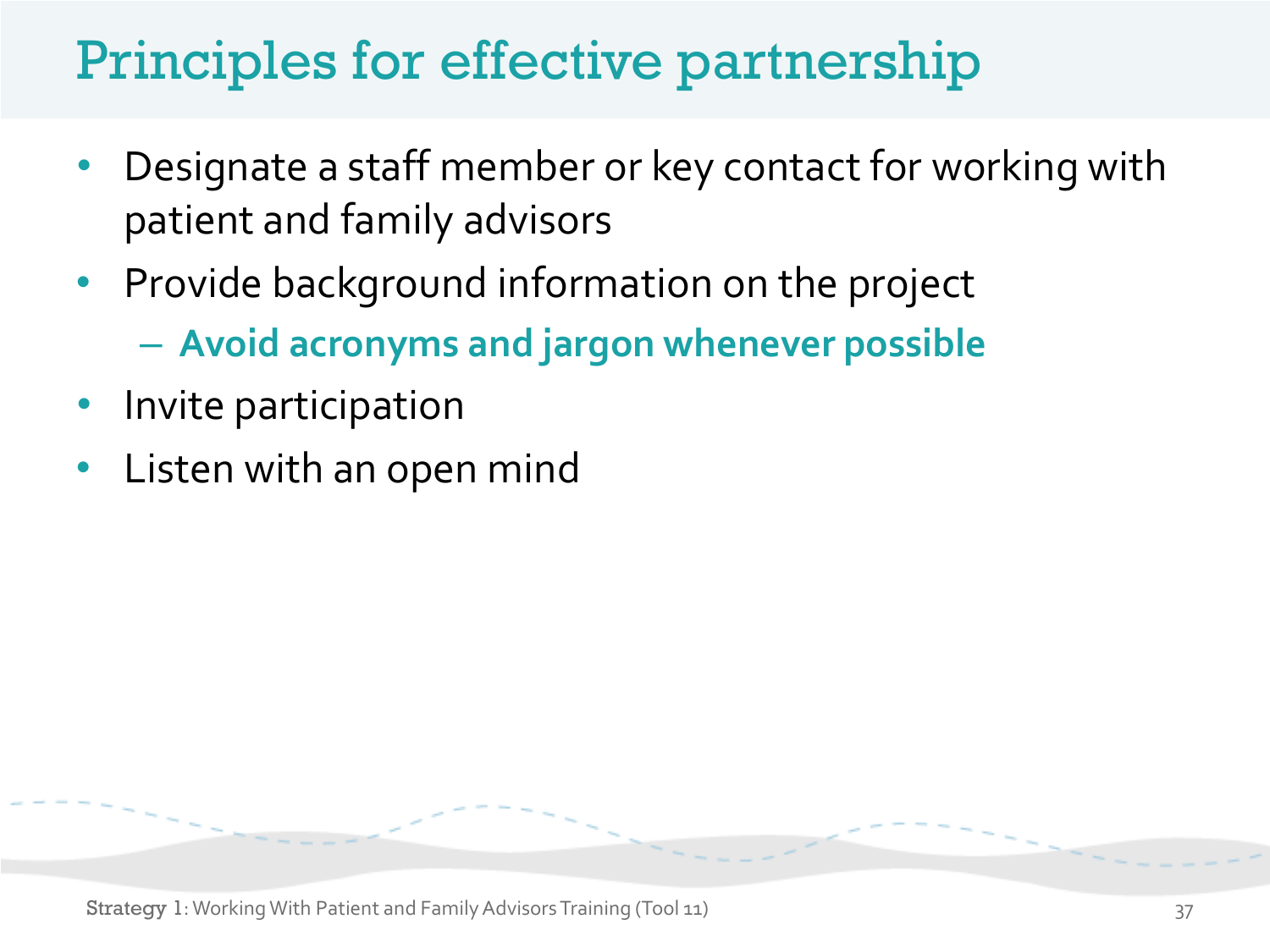# Principles for effective partnership

- Designate a staff member or key contact for working with patient and family advisors
- Provide background information on the project
  - **Avoid acronyms and jargon whenever possible**
- Invite participation
- Listen with an open mind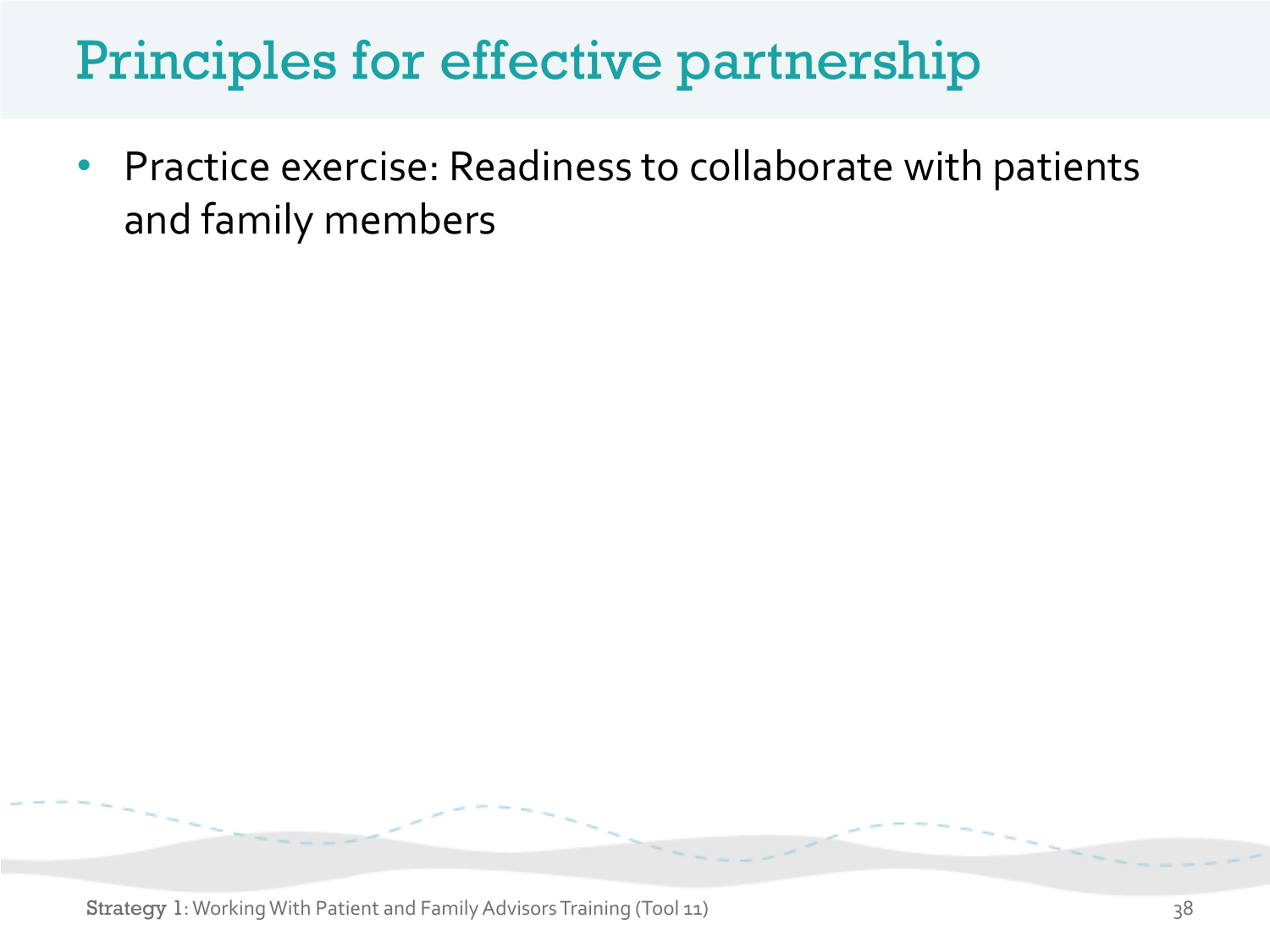# Principles for effective partnership

- Practice exercise: Readiness to collaborate with patients and family members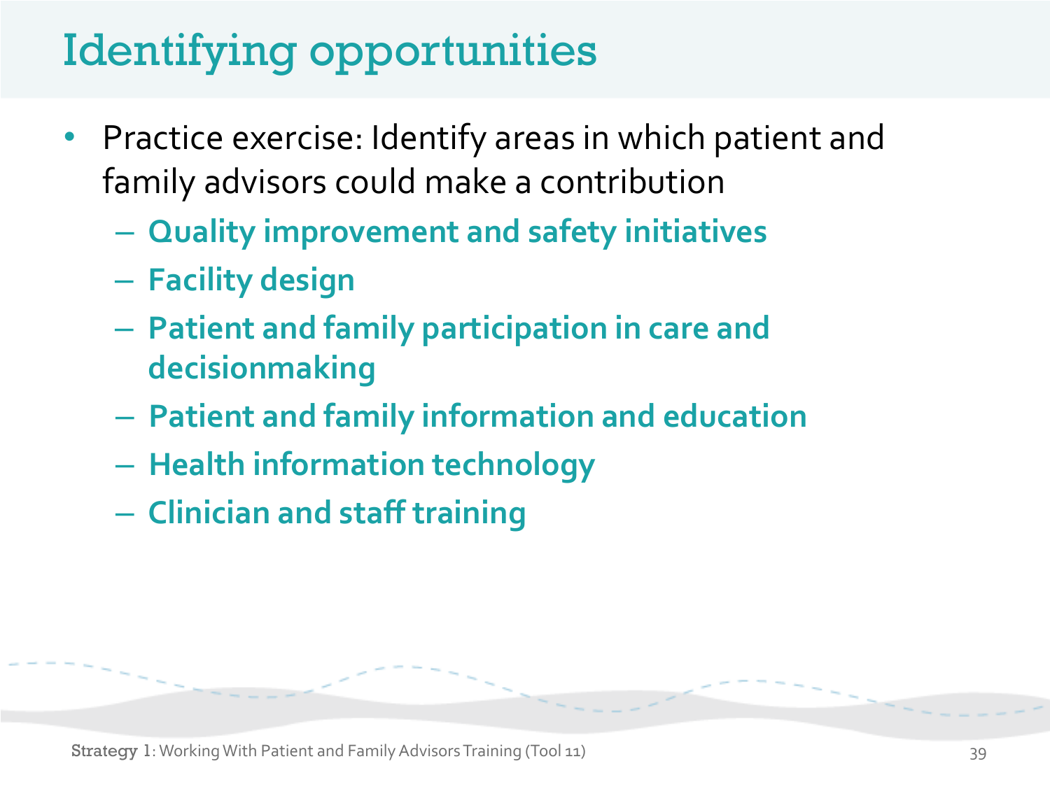# Identifying opportunities

- Practice exercise: Identify areas in which patient and family advisors could make a contribution
  - **Quality improvement and safety initiatives**
  - **Facility design**
  - **Patient and family participation in care and decisionmaking**
  - **Patient and family information and education**
  - **Health information technology**
  - **Clinician and staff training**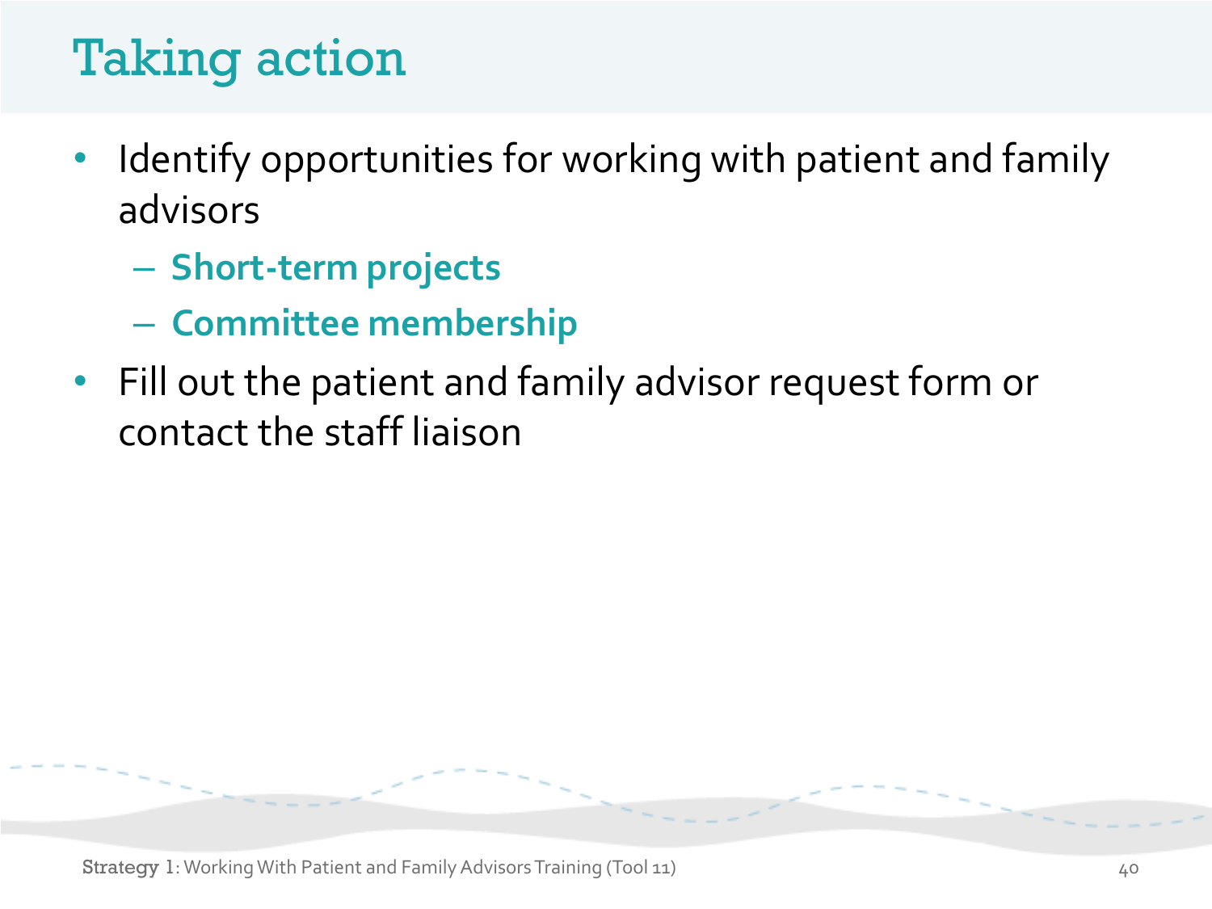# Taking action

- Identify opportunities for working with patient and family advisors
  - **Short-term projects**
  - **Committee membership**
- Fill out the patient and family advisor request form or contact the staff liaison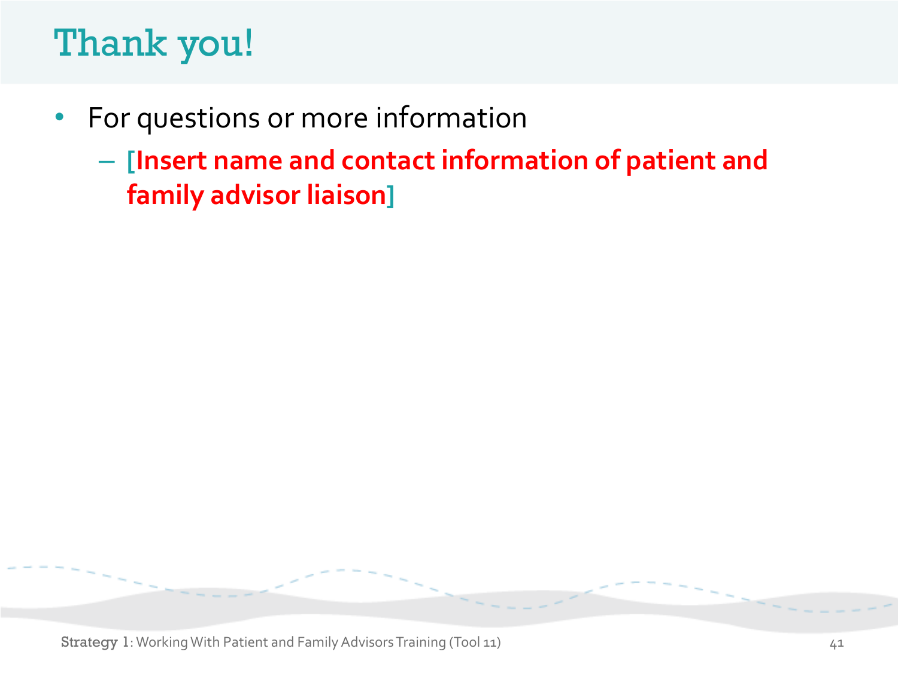# Thank you!

- For questions or more information
  - **[Insert name and contact information of patient and family advisor liaison]**